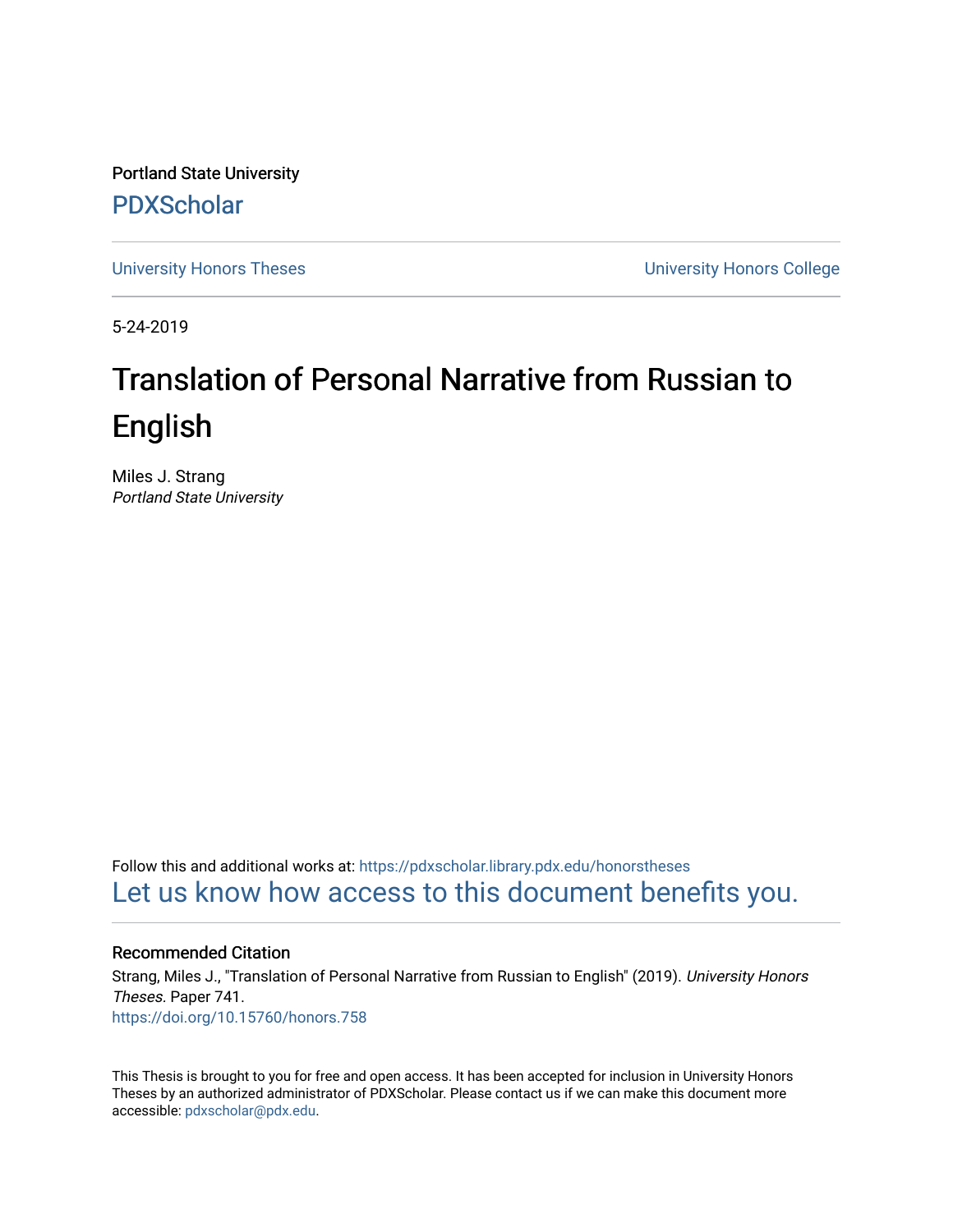Portland State University

PDXScholar

University Honors Theses

University Honors College

5-24-2019

# Translation of Personal Narrative from Russian to English

Miles J. Strang
*Portland State University*

Follow this and additional works at: https://pdxscholar.library.pdx.edu/honorstheses

Let us know how access to this document benefits you.

## Recommended Citation

Strang, Miles J., "Translation of Personal Narrative from Russian to English" (2019). *University Honors Theses.* Paper 741.
https://doi.org/10.15760/honors.758

This Thesis is brought to you for free and open access. It has been accepted for inclusion in University Honors Theses by an authorized administrator of PDXScholar. Please contact us if we can make this document more accessible: pdxscholar@pdx.edu.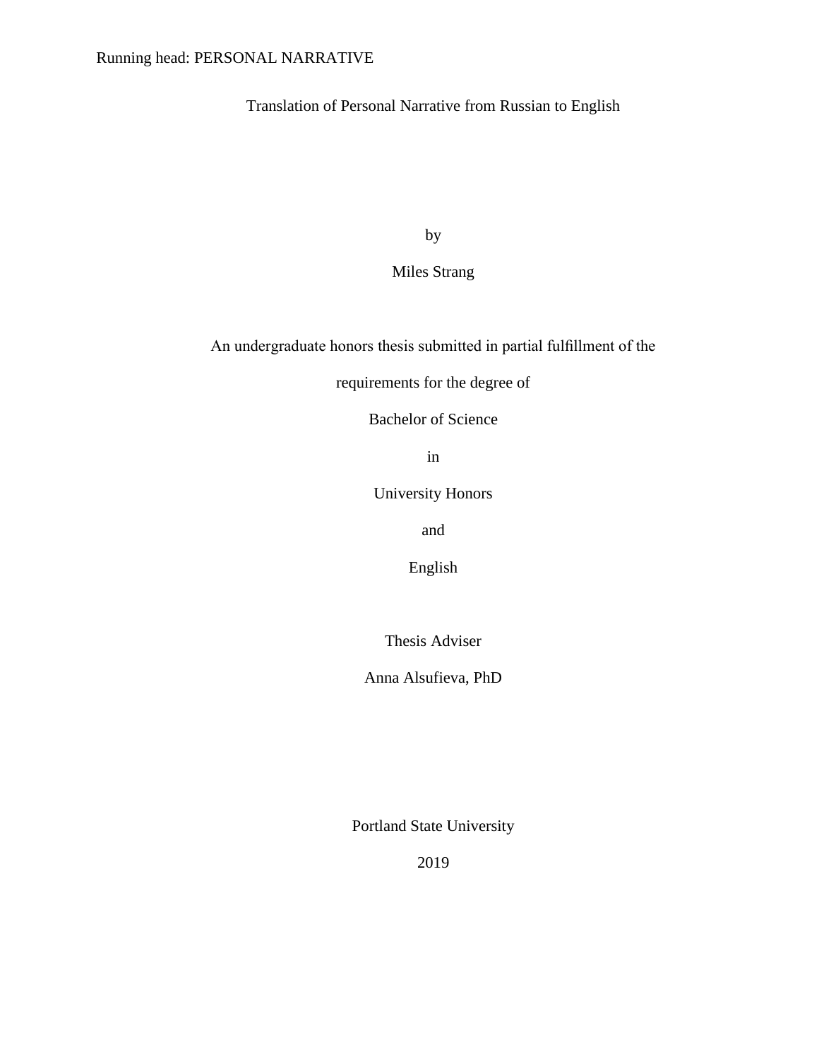# Translation of Personal Narrative from Russian to English

by

Miles Strang

An undergraduate honors thesis submitted in partial fulfillment of the

requirements for the degree of

Bachelor of Science

in

University Honors

and

English

Thesis Adviser

Anna Alsufieva, PhD

Portland State University

2019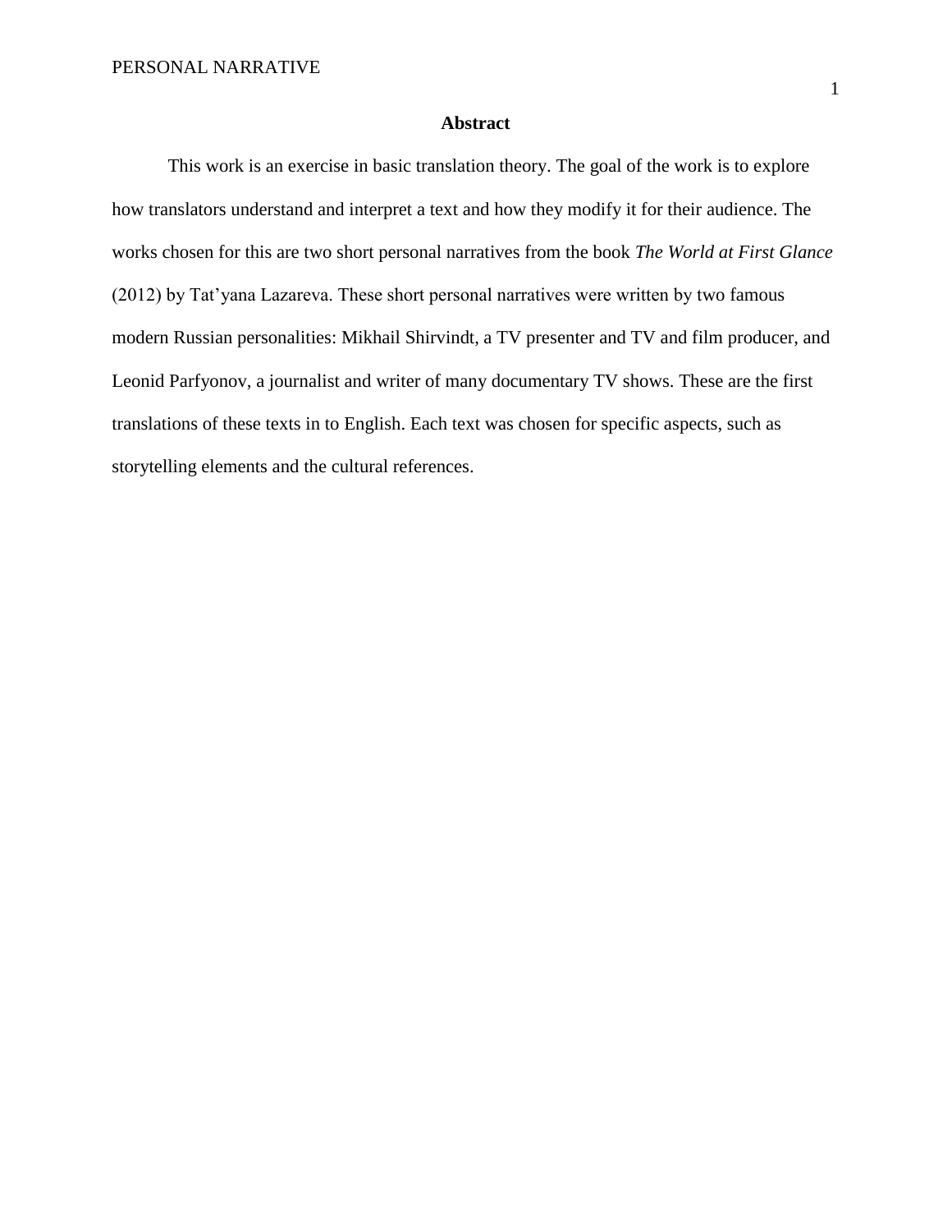# Abstract

This work is an exercise in basic translation theory. The goal of the work is to explore how translators understand and interpret a text and how they modify it for their audience. The works chosen for this are two short personal narratives from the book *The World at First Glance* (2012) by Tat'yana Lazareva. These short personal narratives were written by two famous modern Russian personalities: Mikhail Shirvindt, a TV presenter and TV and film producer, and Leonid Parfyonov, a journalist and writer of many documentary TV shows. These are the first translations of these texts in to English. Each text was chosen for specific aspects, such as storytelling elements and the cultural references.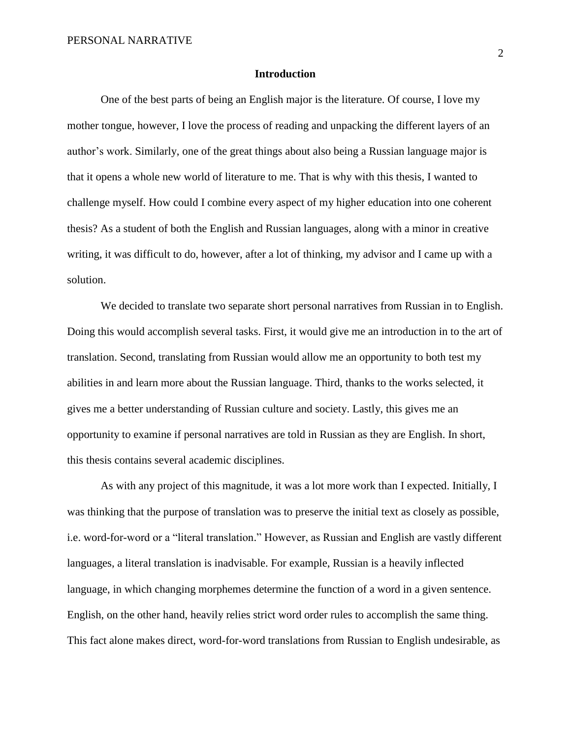## Introduction

One of the best parts of being an English major is the literature. Of course, I love my mother tongue, however, I love the process of reading and unpacking the different layers of an author's work. Similarly, one of the great things about also being a Russian language major is that it opens a whole new world of literature to me. That is why with this thesis, I wanted to challenge myself. How could I combine every aspect of my higher education into one coherent thesis? As a student of both the English and Russian languages, along with a minor in creative writing, it was difficult to do, however, after a lot of thinking, my advisor and I came up with a solution.

We decided to translate two separate short personal narratives from Russian in to English. Doing this would accomplish several tasks. First, it would give me an introduction in to the art of translation. Second, translating from Russian would allow me an opportunity to both test my abilities in and learn more about the Russian language. Third, thanks to the works selected, it gives me a better understanding of Russian culture and society. Lastly, this gives me an opportunity to examine if personal narratives are told in Russian as they are English. In short, this thesis contains several academic disciplines.

As with any project of this magnitude, it was a lot more work than I expected. Initially, I was thinking that the purpose of translation was to preserve the initial text as closely as possible, i.e. word-for-word or a "literal translation." However, as Russian and English are vastly different languages, a literal translation is inadvisable. For example, Russian is a heavily inflected language, in which changing morphemes determine the function of a word in a given sentence. English, on the other hand, heavily relies strict word order rules to accomplish the same thing. This fact alone makes direct, word-for-word translations from Russian to English undesirable, as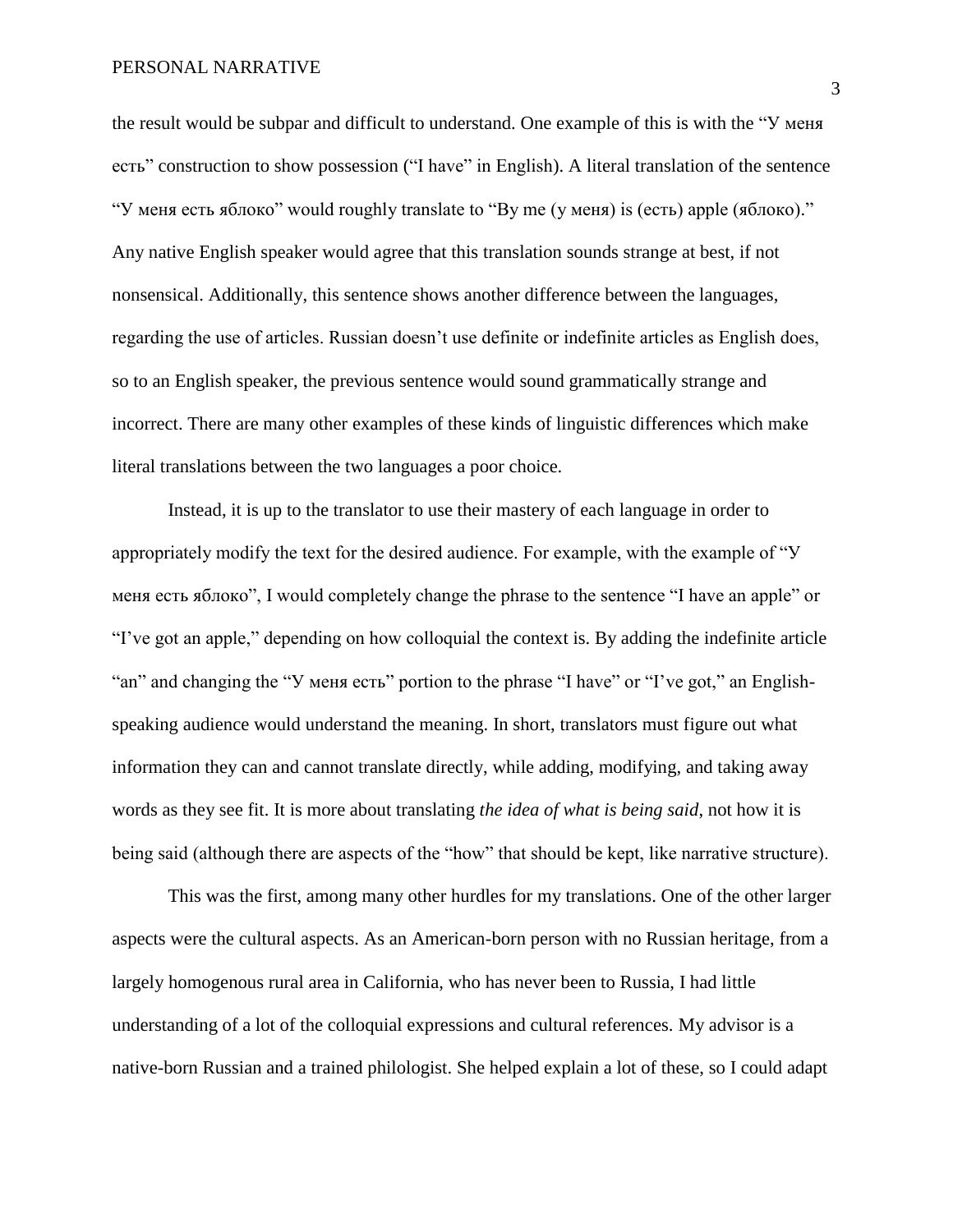the result would be subpar and difficult to understand. One example of this is with the "У меня есть" construction to show possession ("I have" in English). A literal translation of the sentence "У меня есть яблоко" would roughly translate to "By me (у меня) is (есть) apple (яблоко)." Any native English speaker would agree that this translation sounds strange at best, if not nonsensical. Additionally, this sentence shows another difference between the languages, regarding the use of articles. Russian doesn't use definite or indefinite articles as English does, so to an English speaker, the previous sentence would sound grammatically strange and incorrect. There are many other examples of these kinds of linguistic differences which make literal translations between the two languages a poor choice.

Instead, it is up to the translator to use their mastery of each language in order to appropriately modify the text for the desired audience. For example, with the example of "У меня есть яблоко", I would completely change the phrase to the sentence "I have an apple" or "I've got an apple," depending on how colloquial the context is. By adding the indefinite article "an" and changing the "У меня есть" portion to the phrase "I have" or "I've got," an English-speaking audience would understand the meaning. In short, translators must figure out what information they can and cannot translate directly, while adding, modifying, and taking away words as they see fit. It is more about translating *the idea of what is being said*, not how it is being said (although there are aspects of the "how" that should be kept, like narrative structure).

This was the first, among many other hurdles for my translations. One of the other larger aspects were the cultural aspects. As an American-born person with no Russian heritage, from a largely homogenous rural area in California, who has never been to Russia, I had little understanding of a lot of the colloquial expressions and cultural references. My advisor is a native-born Russian and a trained philologist. She helped explain a lot of these, so I could adapt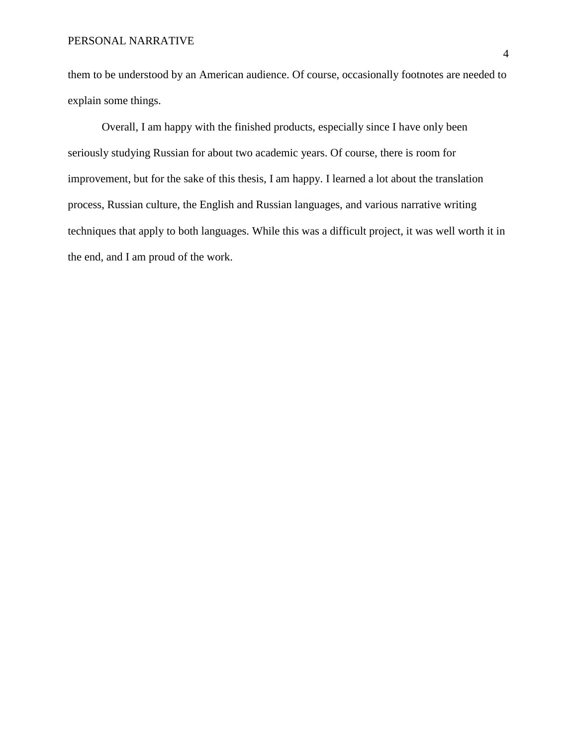them to be understood by an American audience. Of course, occasionally footnotes are needed to explain some things.

Overall, I am happy with the finished products, especially since I have only been seriously studying Russian for about two academic years. Of course, there is room for improvement, but for the sake of this thesis, I am happy. I learned a lot about the translation process, Russian culture, the English and Russian languages, and various narrative writing techniques that apply to both languages. While this was a difficult project, it was well worth it in the end, and I am proud of the work.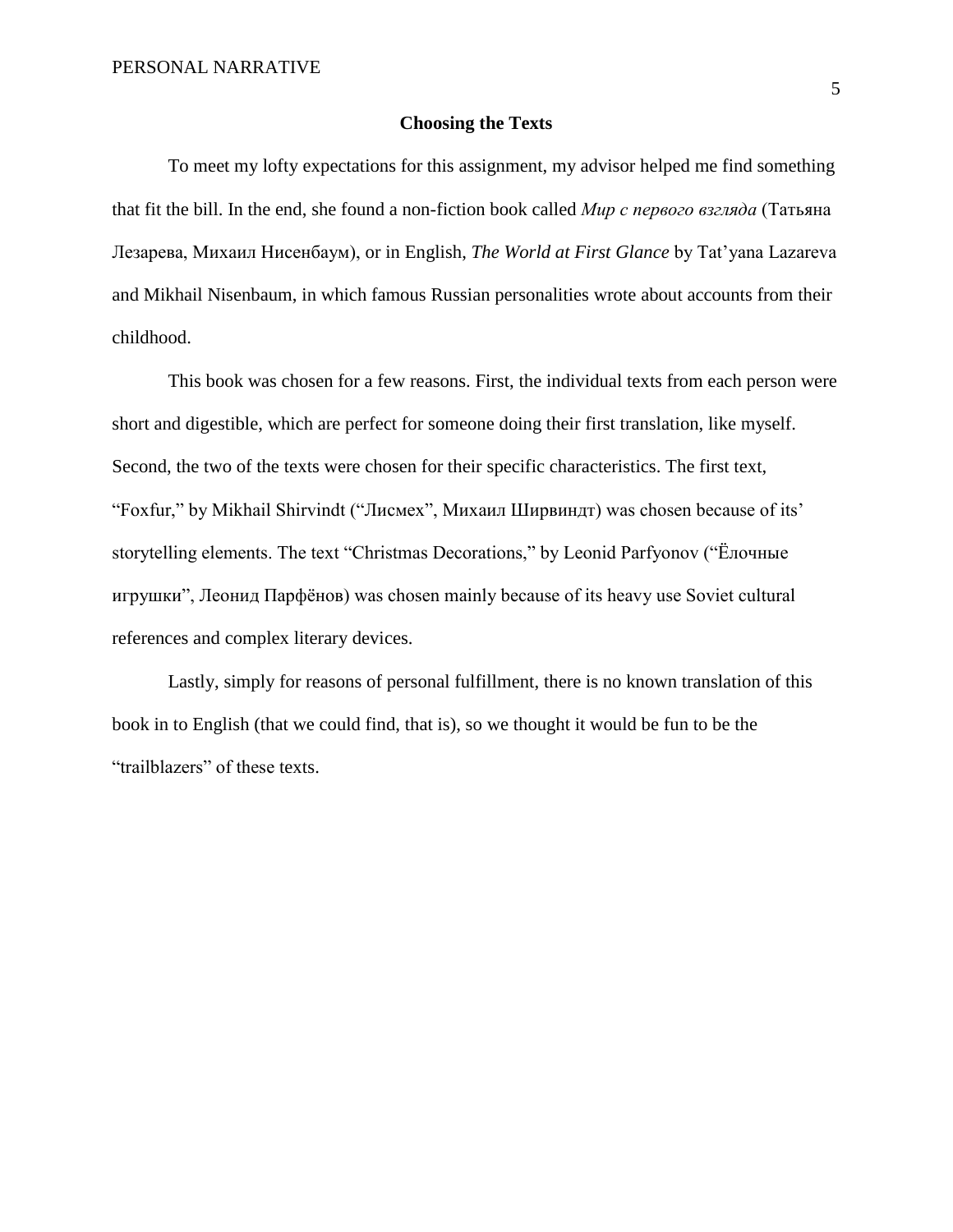## Choosing the Texts

To meet my lofty expectations for this assignment, my advisor helped me find something that fit the bill. In the end, she found a non-fiction book called *Мир с первого взгляда* (Татьяна Лезарева, Михаил Нисенбаум), or in English, *The World at First Glance* by Tat'yana Lazareva and Mikhail Nisenbaum, in which famous Russian personalities wrote about accounts from their childhood.

This book was chosen for a few reasons. First, the individual texts from each person were short and digestible, which are perfect for someone doing their first translation, like myself. Second, the two of the texts were chosen for their specific characteristics. The first text, "Foxfur," by Mikhail Shirvindt ("Лисмех", Михаил Ширвиндт) was chosen because of its' storytelling elements. The text "Christmas Decorations," by Leonid Parfyonov ("Ёлочные игрушки", Леонид Парфёнов) was chosen mainly because of its heavy use Soviet cultural references and complex literary devices.

Lastly, simply for reasons of personal fulfillment, there is no known translation of this book in to English (that we could find, that is), so we thought it would be fun to be the "trailblazers" of these texts.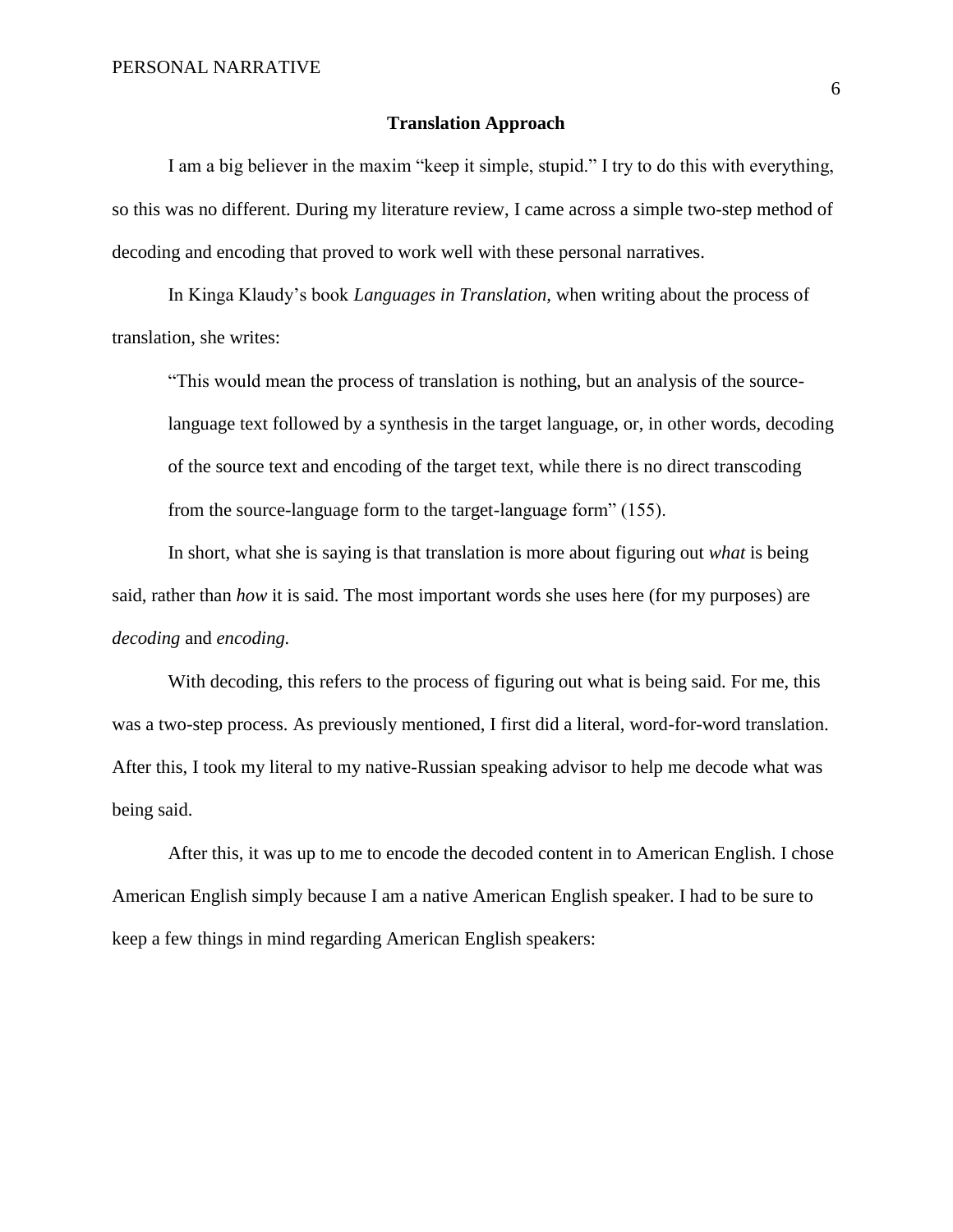## Translation Approach

I am a big believer in the maxim "keep it simple, stupid." I try to do this with everything, so this was no different. During my literature review, I came across a simple two-step method of decoding and encoding that proved to work well with these personal narratives.

In Kinga Klaudy's book *Languages in Translation,* when writing about the process of translation, she writes:

> "This would mean the process of translation is nothing, but an analysis of the source-language text followed by a synthesis in the target language, or, in other words, decoding of the source text and encoding of the target text, while there is no direct transcoding from the source-language form to the target-language form" (155).

In short, what she is saying is that translation is more about figuring out *what* is being said, rather than *how* it is said. The most important words she uses here (for my purposes) are *decoding* and *encoding.*

With decoding, this refers to the process of figuring out what is being said. For me, this was a two-step process. As previously mentioned, I first did a literal, word-for-word translation. After this, I took my literal to my native-Russian speaking advisor to help me decode what was being said.

After this, it was up to me to encode the decoded content in to American English. I chose American English simply because I am a native American English speaker. I had to be sure to keep a few things in mind regarding American English speakers: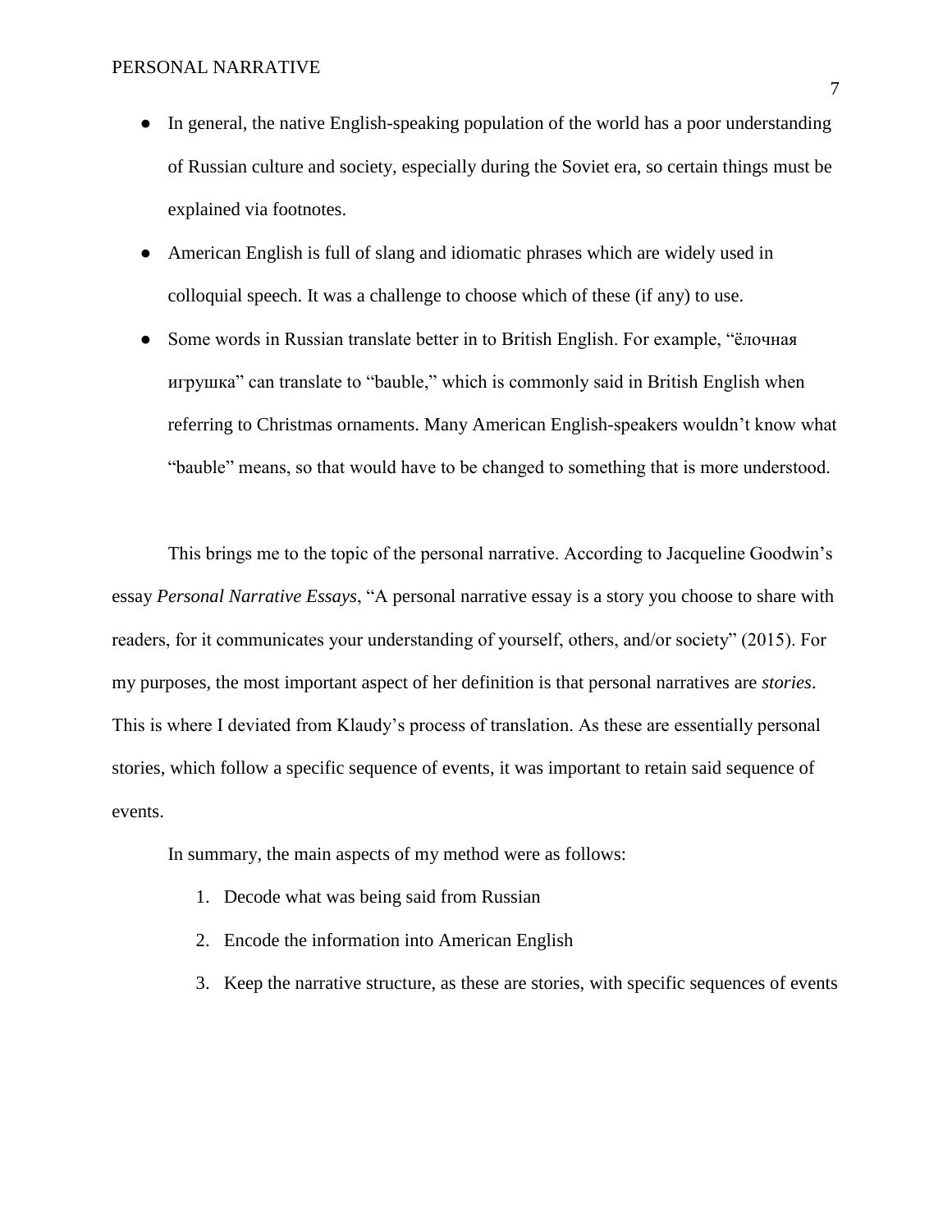- In general, the native English-speaking population of the world has a poor understanding of Russian culture and society, especially during the Soviet era, so certain things must be explained via footnotes.
- American English is full of slang and idiomatic phrases which are widely used in colloquial speech. It was a challenge to choose which of these (if any) to use.
- Some words in Russian translate better in to British English. For example, "ёлочная игрушка" can translate to "bauble," which is commonly said in British English when referring to Christmas ornaments. Many American English-speakers wouldn't know what "bauble" means, so that would have to be changed to something that is more understood.

This brings me to the topic of the personal narrative. According to Jacqueline Goodwin's essay *Personal Narrative Essays*, "A personal narrative essay is a story you choose to share with readers, for it communicates your understanding of yourself, others, and/or society" (2015). For my purposes, the most important aspect of her definition is that personal narratives are *stories*. This is where I deviated from Klaudy's process of translation. As these are essentially personal stories, which follow a specific sequence of events, it was important to retain said sequence of events.

In summary, the main aspects of my method were as follows:

1. Decode what was being said from Russian
2. Encode the information into American English
3. Keep the narrative structure, as these are stories, with specific sequences of events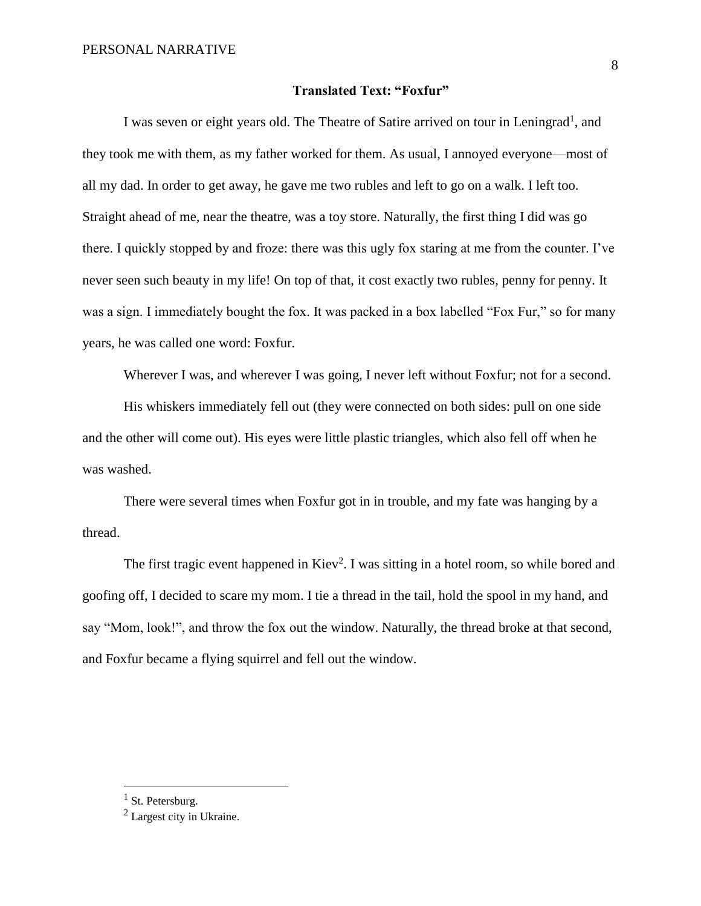## Translated Text: "Foxfur"

I was seven or eight years old. The Theatre of Satire arrived on tour in Leningrad[1], and they took me with them, as my father worked for them. As usual, I annoyed everyone—most of all my dad. In order to get away, he gave me two rubles and left to go on a walk. I left too. Straight ahead of me, near the theatre, was a toy store. Naturally, the first thing I did was go there. I quickly stopped by and froze: there was this ugly fox staring at me from the counter. I've never seen such beauty in my life! On top of that, it cost exactly two rubles, penny for penny. It was a sign. I immediately bought the fox. It was packed in a box labelled "Fox Fur," so for many years, he was called one word: Foxfur.

Wherever I was, and wherever I was going, I never left without Foxfur; not for a second.

His whiskers immediately fell out (they were connected on both sides: pull on one side and the other will come out). His eyes were little plastic triangles, which also fell off when he was washed.

There were several times when Foxfur got in in trouble, and my fate was hanging by a thread.

The first tragic event happened in Kiev[2]. I was sitting in a hotel room, so while bored and goofing off, I decided to scare my mom. I tie a thread in the tail, hold the spool in my hand, and say "Mom, look!", and throw the fox out the window. Naturally, the thread broke at that second, and Foxfur became a flying squirrel and fell out the window.

---

[1] St. Petersburg.

[2] Largest city in Ukraine.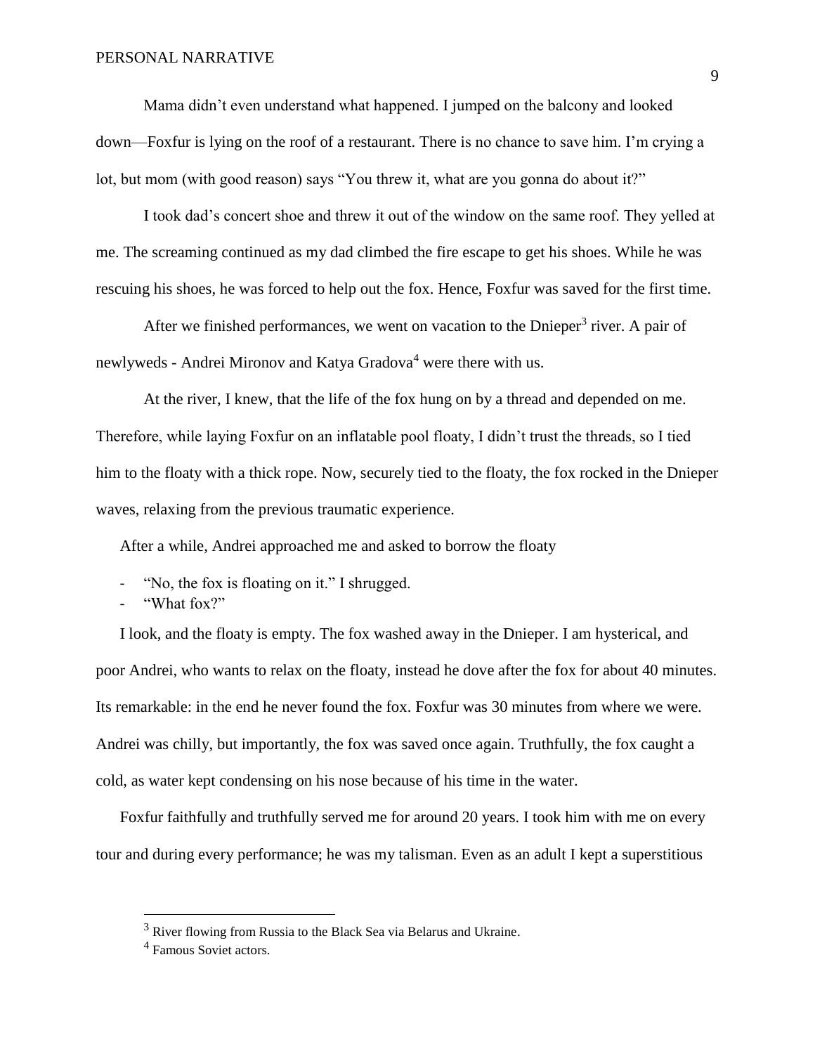Mama didn't even understand what happened. I jumped on the balcony and looked down—Foxfur is lying on the roof of a restaurant. There is no chance to save him. I'm crying a lot, but mom (with good reason) says "You threw it, what are you gonna do about it?"

I took dad's concert shoe and threw it out of the window on the same roof. They yelled at me. The screaming continued as my dad climbed the fire escape to get his shoes. While he was rescuing his shoes, he was forced to help out the fox. Hence, Foxfur was saved for the first time.

After we finished performances, we went on vacation to the Dnieper[3] river. A pair of newlyweds - Andrei Mironov and Katya Gradova[4] were there with us.

At the river, I knew, that the life of the fox hung on by a thread and depended on me. Therefore, while laying Foxfur on an inflatable pool floaty, I didn't trust the threads, so I tied him to the floaty with a thick rope. Now, securely tied to the floaty, the fox rocked in the Dnieper waves, relaxing from the previous traumatic experience.

After a while, Andrei approached me and asked to borrow the floaty

- "No, the fox is floating on it." I shrugged.
- "What fox?"

I look, and the floaty is empty. The fox washed away in the Dnieper. I am hysterical, and poor Andrei, who wants to relax on the floaty, instead he dove after the fox for about 40 minutes. Its remarkable: in the end he never found the fox. Foxfur was 30 minutes from where we were. Andrei was chilly, but importantly, the fox was saved once again. Truthfully, the fox caught a cold, as water kept condensing on his nose because of his time in the water.

Foxfur faithfully and truthfully served me for around 20 years. I took him with me on every tour and during every performance; he was my talisman. Even as an adult I kept a superstitious

---

[3] River flowing from Russia to the Black Sea via Belarus and Ukraine.

[4] Famous Soviet actors.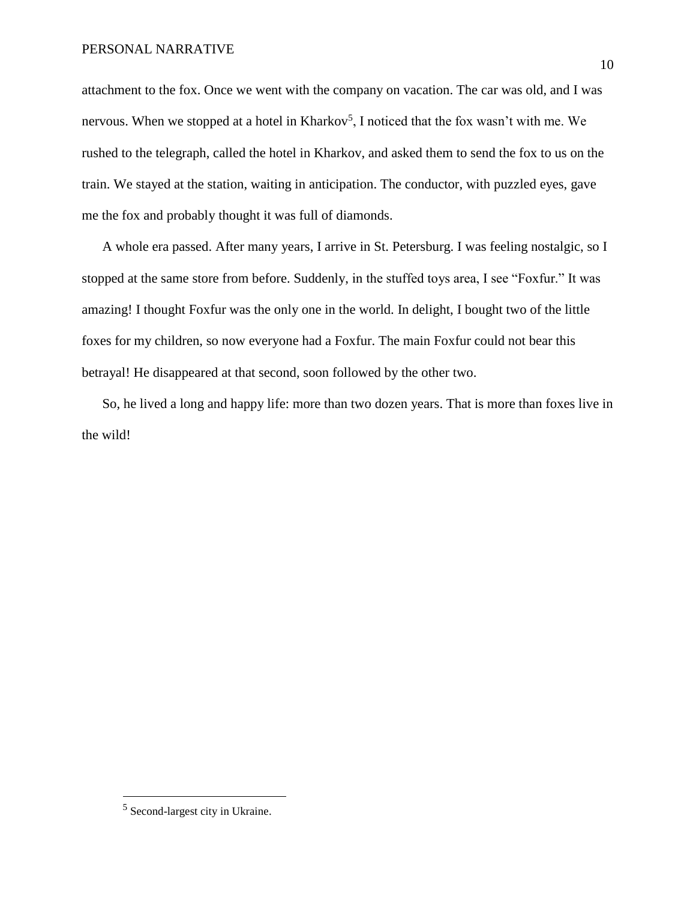attachment to the fox. Once we went with the company on vacation. The car was old, and I was nervous. When we stopped at a hotel in Kharkov[5], I noticed that the fox wasn't with me. We rushed to the telegraph, called the hotel in Kharkov, and asked them to send the fox to us on the train. We stayed at the station, waiting in anticipation. The conductor, with puzzled eyes, gave me the fox and probably thought it was full of diamonds.

A whole era passed. After many years, I arrive in St. Petersburg. I was feeling nostalgic, so I stopped at the same store from before. Suddenly, in the stuffed toys area, I see "Foxfur." It was amazing! I thought Foxfur was the only one in the world. In delight, I bought two of the little foxes for my children, so now everyone had a Foxfur. The main Foxfur could not bear this betrayal! He disappeared at that second, soon followed by the other two.

So, he lived a long and happy life: more than two dozen years. That is more than foxes live in the wild!

---

[5] Second-largest city in Ukraine.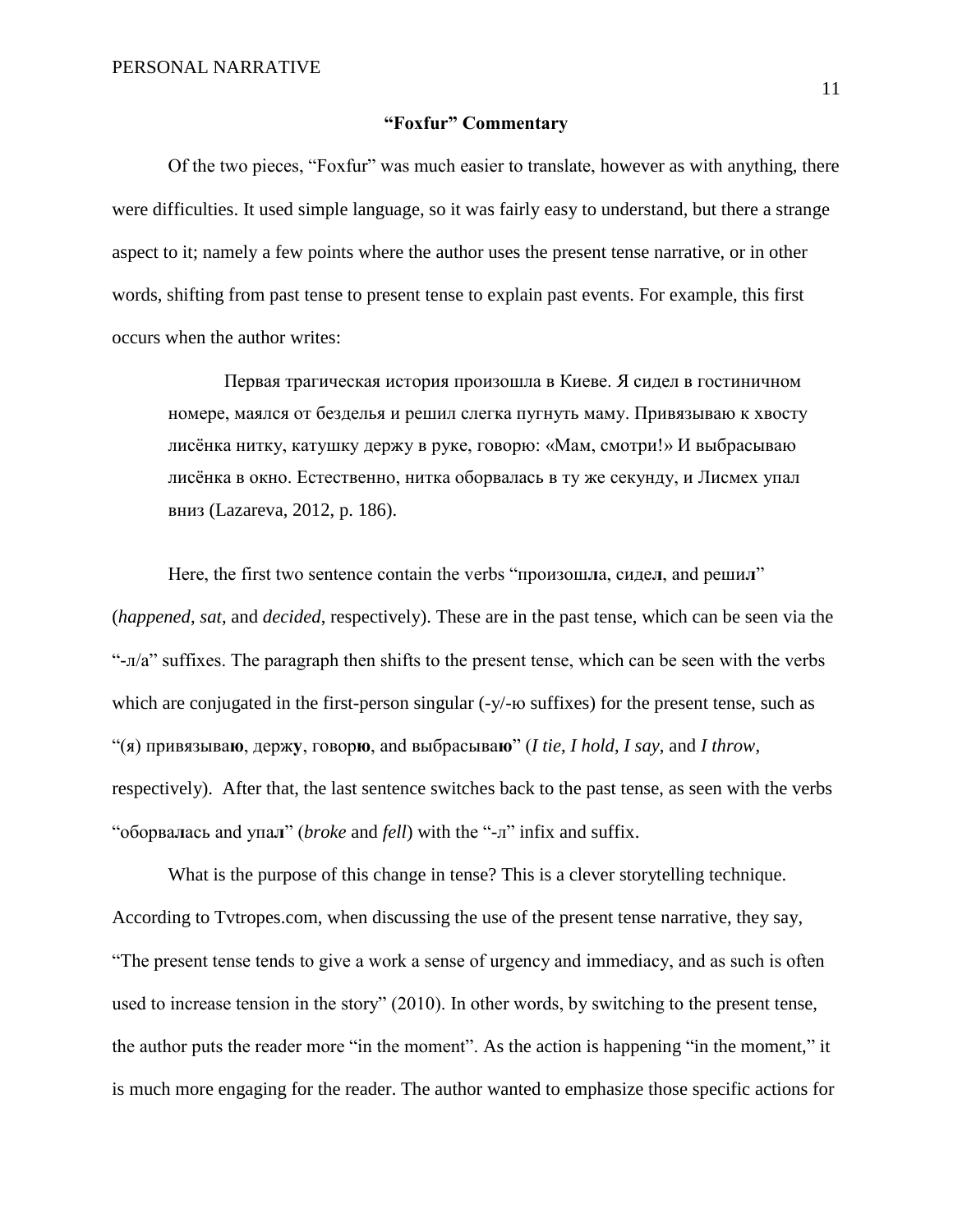**“Foxfur” Commentary**

Of the two pieces, “Foxfur” was much easier to translate, however as with anything, there were difficulties. It used simple language, so it was fairly easy to understand, but there a strange aspect to it; namely a few points where the author uses the present tense narrative, or in other words, shifting from past tense to present tense to explain past events. For example, this first occurs when the author writes:

> Первая трагическая история произошла в Киеве. Я сидел в гостиничном номере, маялся от безделья и решил слегка пугнуть маму. Привязываю к хвосту лисёнка нитку, катушку держу в руке, говорю: «Мам, смотри!» И выбрасываю лисёнка в окно. Естественно, нитка оборвалась в ту же секунду, и Лисмех упал вниз (Lazareva, 2012, p. 186).

Here, the first two sentence contain the verbs “произошл**а**, сиде**л**, and реши**л**” (*happened*, *sat*, and *decided*, respectively). These are in the past tense, which can be seen via the “-л/а” suffixes. The paragraph then shifts to the present tense, which can be seen with the verbs which are conjugated in the first-person singular (-у/-ю suffixes) for the present tense, such as “(я) привязыва**ю**, держ**у**, говор**ю**, and выбрасыва**ю**” (*I tie*, *I hold*, *I say*, and *I throw*, respectively). After that, the last sentence switches back to the past tense, as seen with the verbs “оборва**л**ась and упа**л**” (*broke* and *fell*) with the “-л” infix and suffix.

What is the purpose of this change in tense? This is a clever storytelling technique. According to Tvtropes.com, when discussing the use of the present tense narrative, they say, “The present tense tends to give a work a sense of urgency and immediacy, and as such is often used to increase tension in the story” (2010). In other words, by switching to the present tense, the author puts the reader more “in the moment”. As the action is happening “in the moment,” it is much more engaging for the reader. The author wanted to emphasize those specific actions for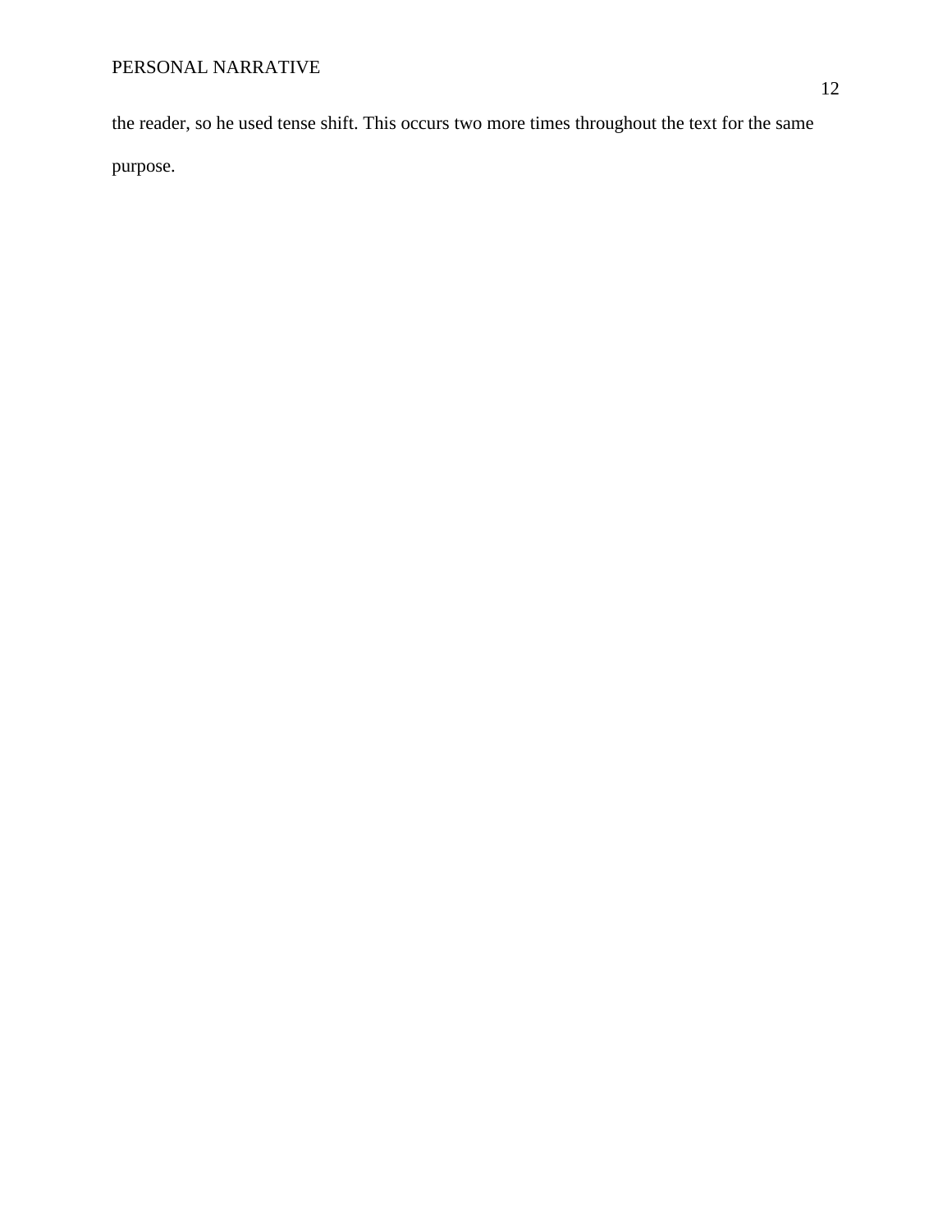the reader, so he used tense shift. This occurs two more times throughout the text for the same purpose.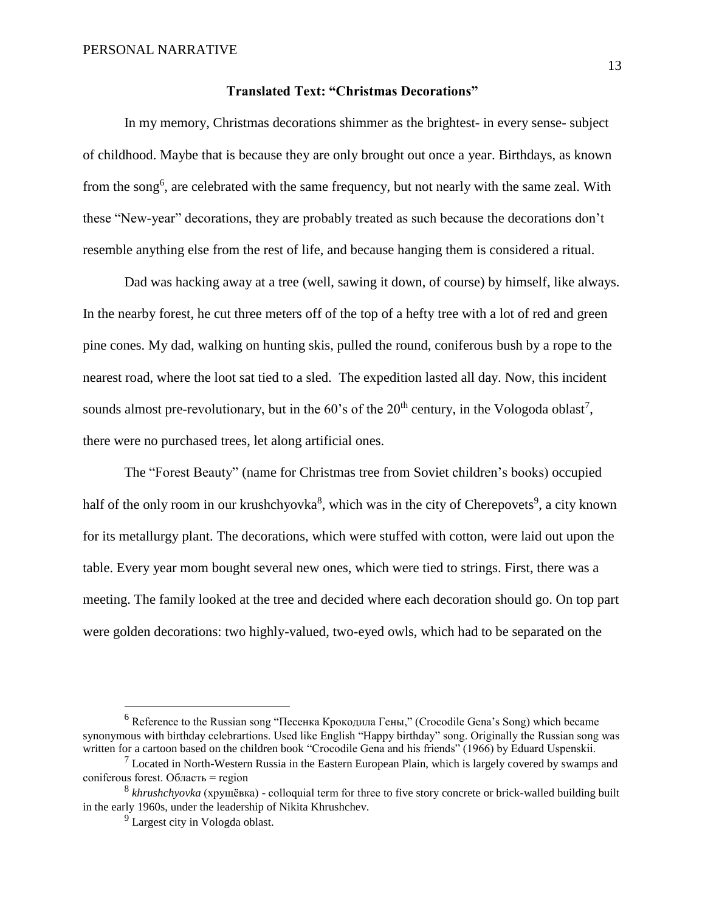**Translated Text: "Christmas Decorations"**

In my memory, Christmas decorations shimmer as the brightest- in every sense- subject of childhood. Maybe that is because they are only brought out once a year. Birthdays, as known from the song[6], are celebrated with the same frequency, but not nearly with the same zeal. With these "New-year" decorations, they are probably treated as such because the decorations don't resemble anything else from the rest of life, and because hanging them is considered a ritual.

Dad was hacking away at a tree (well, sawing it down, of course) by himself, like always. In the nearby forest, he cut three meters off of the top of a hefty tree with a lot of red and green pine cones. My dad, walking on hunting skis, pulled the round, coniferous bush by a rope to the nearest road, where the loot sat tied to a sled. The expedition lasted all day. Now, this incident sounds almost pre-revolutionary, but in the 60's of the 20th century, in the Vologoda oblast[7], there were no purchased trees, let along artificial ones.

The "Forest Beauty" (name for Christmas tree from Soviet children's books) occupied half of the only room in our krushchyovka[8], which was in the city of Cherepovets[9], a city known for its metallurgy plant. The decorations, which were stuffed with cotton, were laid out upon the table. Every year mom bought several new ones, which were tied to strings. First, there was a meeting. The family looked at the tree and decided where each decoration should go. On top part were golden decorations: two highly-valued, two-eyed owls, which had to be separated on the

---

[6] Reference to the Russian song "Песенка Крокодила Гены," (Crocodile Gena's Song) which became synonymous with birthday celebrartions. Used like English "Happy birthday" song. Originally the Russian song was written for a cartoon based on the children book "Crocodile Gena and his friends" (1966) by Eduard Uspenskii.

[7] Located in North-Western Russia in the Eastern European Plain, which is largely covered by swamps and coniferous forest. Область = region

[8] *khrushchyovka* (хрущёвка) - colloquial term for three to five story concrete or brick-walled building built in the early 1960s, under the leadership of Nikita Khrushchev.

[9] Largest city in Vologda oblast.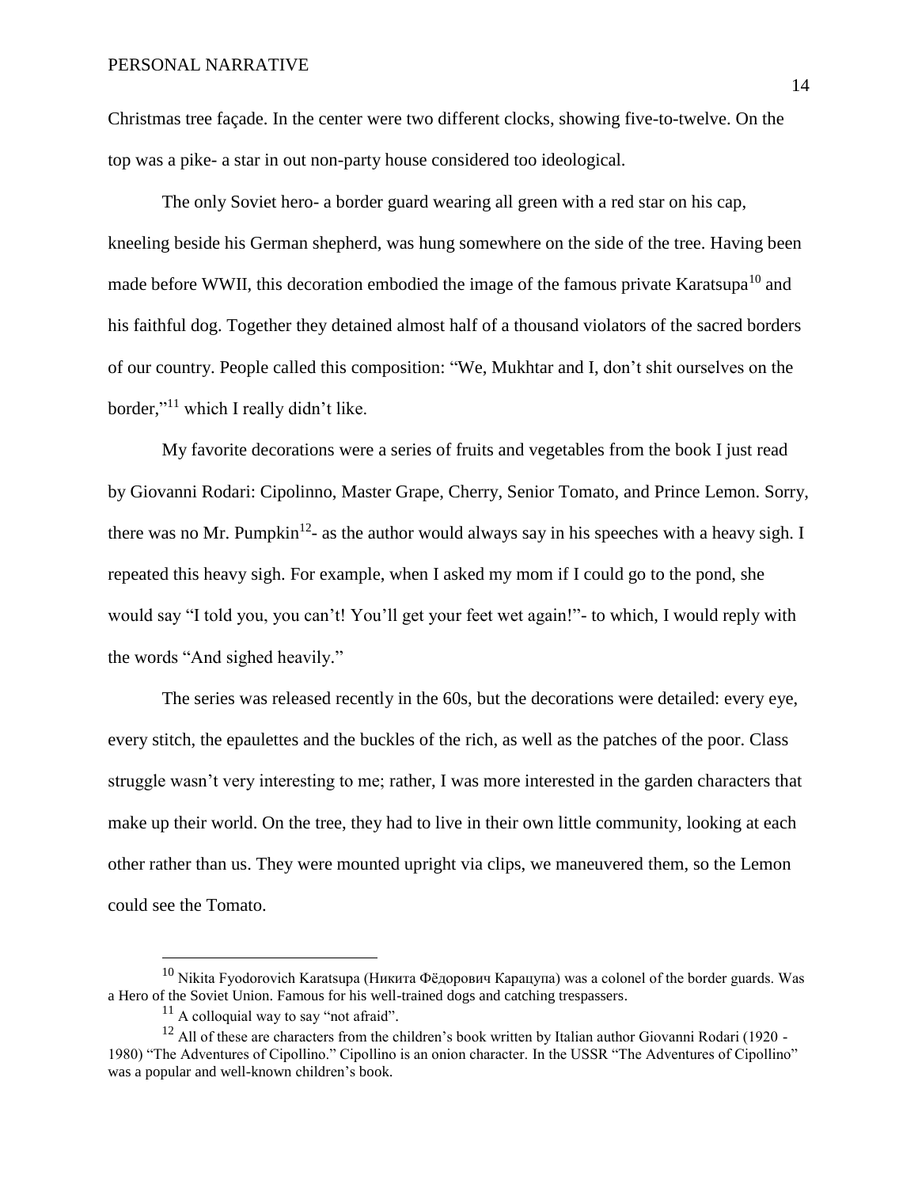Christmas tree façade. In the center were two different clocks, showing five-to-twelve. On the top was a pike- a star in out non-party house considered too ideological.

The only Soviet hero- a border guard wearing all green with a red star on his cap, kneeling beside his German shepherd, was hung somewhere on the side of the tree. Having been made before WWII, this decoration embodied the image of the famous private Karatsupa[10] and his faithful dog. Together they detained almost half of a thousand violators of the sacred borders of our country. People called this composition: "We, Mukhtar and I, don't shit ourselves on the border,"[11] which I really didn't like.

My favorite decorations were a series of fruits and vegetables from the book I just read by Giovanni Rodari: Cipolinno, Master Grape, Cherry, Senior Tomato, and Prince Lemon. Sorry, there was no Mr. Pumpkin[12]- as the author would always say in his speeches with a heavy sigh. I repeated this heavy sigh. For example, when I asked my mom if I could go to the pond, she would say "I told you, you can't! You'll get your feet wet again!"- to which, I would reply with the words "And sighed heavily."

The series was released recently in the 60s, but the decorations were detailed: every eye, every stitch, the epaulettes and the buckles of the rich, as well as the patches of the poor. Class struggle wasn't very interesting to me; rather, I was more interested in the garden characters that make up their world. On the tree, they had to live in their own little community, looking at each other rather than us. They were mounted upright via clips, we maneuvered them, so the Lemon could see the Tomato.

---

[10] Nikita Fyodorovich Karatsupa (Никита Фёдорович Карацупа) was a colonel of the border guards. Was a Hero of the Soviet Union. Famous for his well-trained dogs and catching trespassers.

[11] A colloquial way to say "not afraid".

[12] All of these are characters from the children's book written by Italian author Giovanni Rodari (1920 - 1980) "The Adventures of Cipollino." Cipollino is an onion character. In the USSR "The Adventures of Cipollino" was a popular and well-known children's book.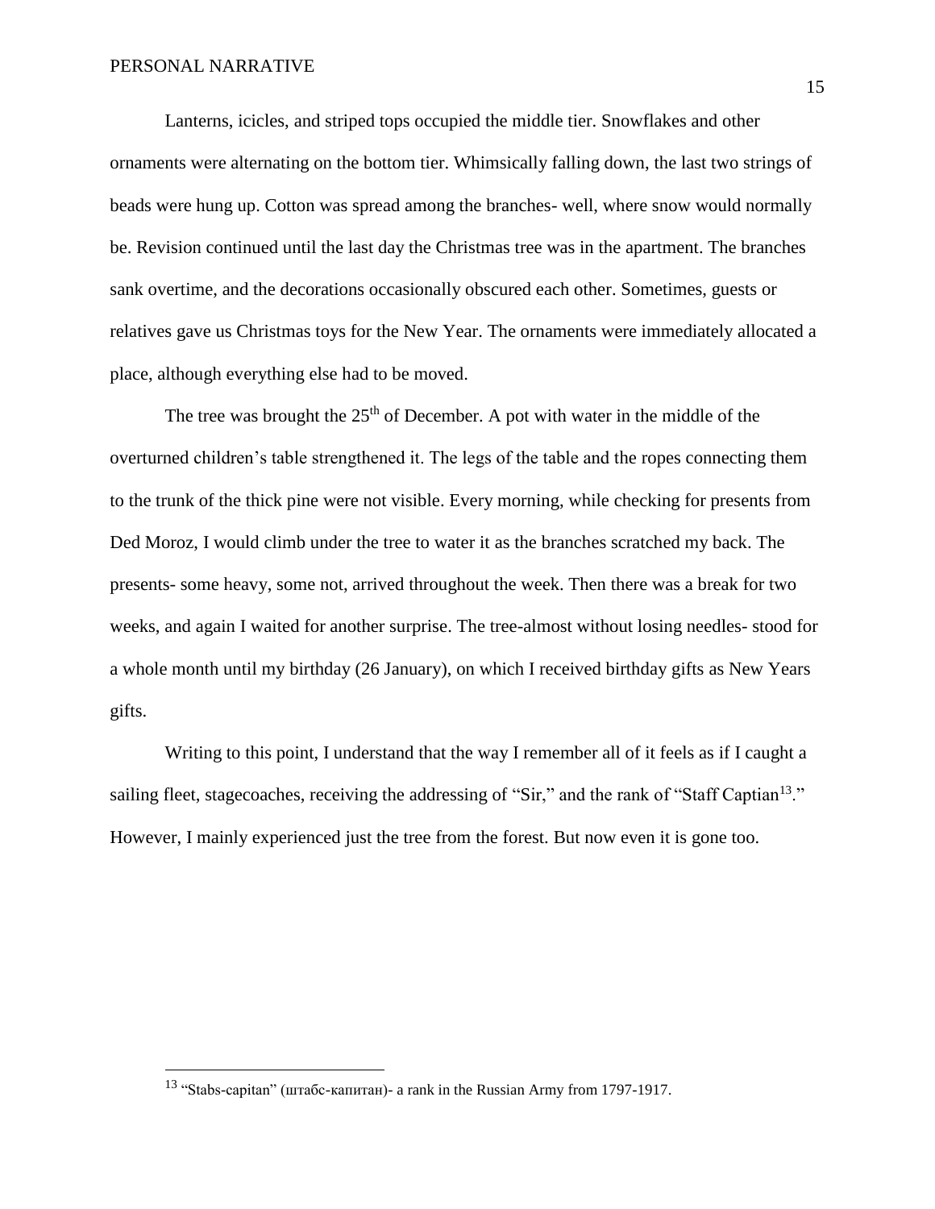Lanterns, icicles, and striped tops occupied the middle tier. Snowflakes and other ornaments were alternating on the bottom tier. Whimsically falling down, the last two strings of beads were hung up. Cotton was spread among the branches- well, where snow would normally be. Revision continued until the last day the Christmas tree was in the apartment. The branches sank overtime, and the decorations occasionally obscured each other. Sometimes, guests or relatives gave us Christmas toys for the New Year. The ornaments were immediately allocated a place, although everything else had to be moved.

The tree was brought the 25th of December. A pot with water in the middle of the overturned children's table strengthened it. The legs of the table and the ropes connecting them to the trunk of the thick pine were not visible. Every morning, while checking for presents from Ded Moroz, I would climb under the tree to water it as the branches scratched my back. The presents- some heavy, some not, arrived throughout the week. Then there was a break for two weeks, and again I waited for another surprise. The tree-almost without losing needles- stood for a whole month until my birthday (26 January), on which I received birthday gifts as New Years gifts.

Writing to this point, I understand that the way I remember all of it feels as if I caught a sailing fleet, stagecoaches, receiving the addressing of "Sir," and the rank of "Staff Captian[13]." However, I mainly experienced just the tree from the forest. But now even it is gone too.

[13] "Stabs-capitan" (штабс-капитан)- a rank in the Russian Army from 1797-1917.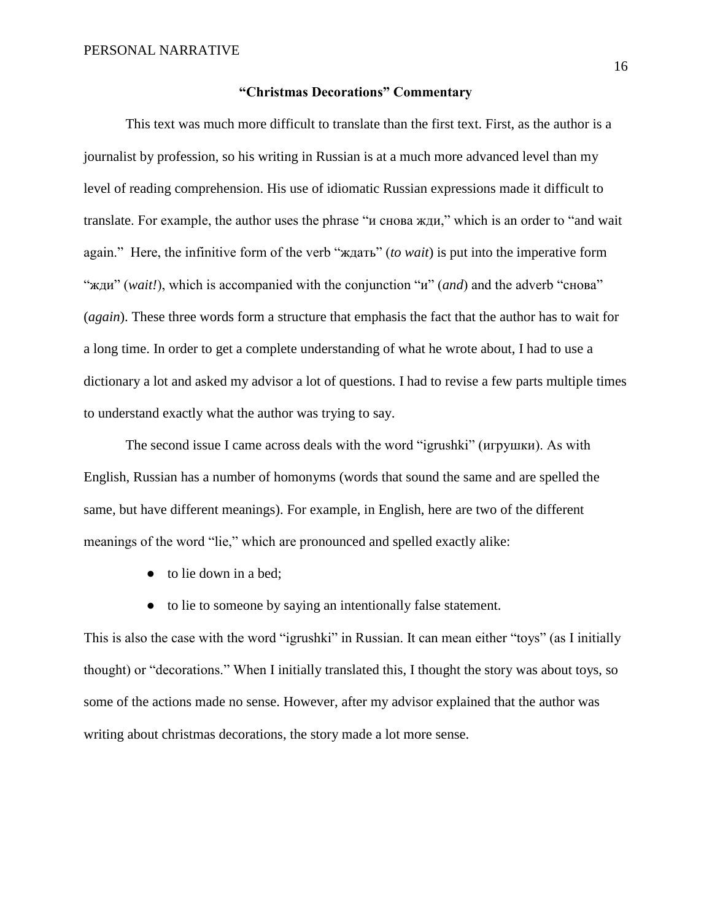**“Christmas Decorations” Commentary**

This text was much more difficult to translate than the first text. First, as the author is a journalist by profession, so his writing in Russian is at a much more advanced level than my level of reading comprehension. His use of idiomatic Russian expressions made it difficult to translate. For example, the author uses the phrase “и снова жди,” which is an order to “and wait again.” Here, the infinitive form of the verb “ждать” (*to wait*) is put into the imperative form “жди” (*wait!*), which is accompanied with the conjunction “и” (*and*) and the adverb “снова” (*again*). These three words form a structure that emphasis the fact that the author has to wait for a long time. In order to get a complete understanding of what he wrote about, I had to use a dictionary a lot and asked my advisor a lot of questions. I had to revise a few parts multiple times to understand exactly what the author was trying to say.

The second issue I came across deals with the word “igrushki” (игрушки). As with English, Russian has a number of homonyms (words that sound the same and are spelled the same, but have different meanings). For example, in English, here are two of the different meanings of the word “lie,” which are pronounced and spelled exactly alike:

- to lie down in a bed;
- to lie to someone by saying an intentionally false statement.

This is also the case with the word “igrushki” in Russian. It can mean either “toys” (as I initially thought) or “decorations.” When I initially translated this, I thought the story was about toys, so some of the actions made no sense. However, after my advisor explained that the author was writing about christmas decorations, the story made a lot more sense.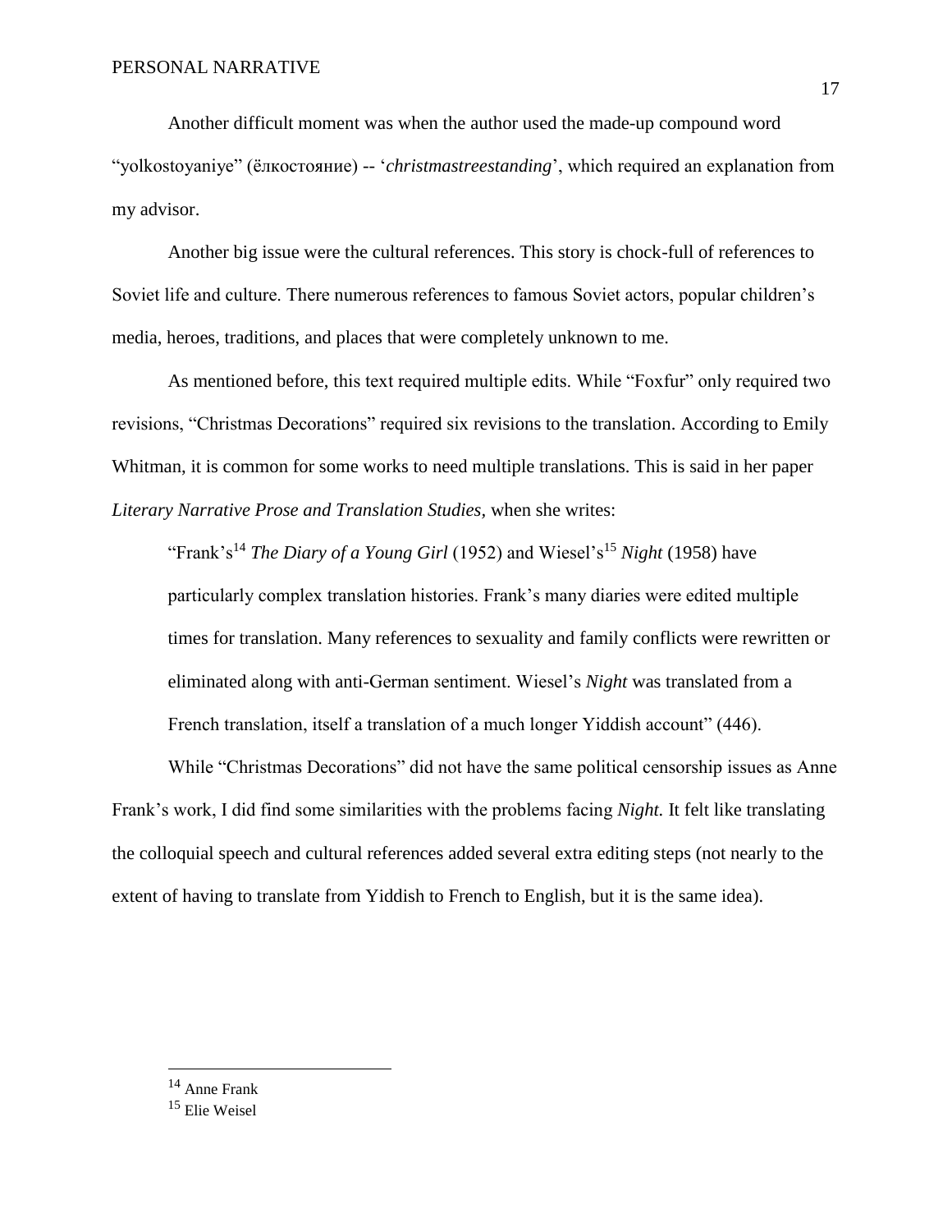Another difficult moment was when the author used the made-up compound word "yolkostoyaniye" (ёлкостояние) -- '*christmastreestanding*', which required an explanation from my advisor.

Another big issue were the cultural references. This story is chock-full of references to Soviet life and culture. There numerous references to famous Soviet actors, popular children's media, heroes, traditions, and places that were completely unknown to me.

As mentioned before, this text required multiple edits. While "Foxfur" only required two revisions, "Christmas Decorations" required six revisions to the translation. According to Emily Whitman, it is common for some works to need multiple translations. This is said in her paper *Literary Narrative Prose and Translation Studies*, when she writes:

> "Frank's[14] *The Diary of a Young Girl* (1952) and Wiesel's[15] *Night* (1958) have particularly complex translation histories. Frank's many diaries were edited multiple times for translation. Many references to sexuality and family conflicts were rewritten or eliminated along with anti-German sentiment. Wiesel's *Night* was translated from a French translation, itself a translation of a much longer Yiddish account" (446).

While "Christmas Decorations" did not have the same political censorship issues as Anne Frank's work, I did find some similarities with the problems facing *Night.* It felt like translating the colloquial speech and cultural references added several extra editing steps (not nearly to the extent of having to translate from Yiddish to French to English, but it is the same idea).

---

[14] Anne Frank

[15] Elie Weisel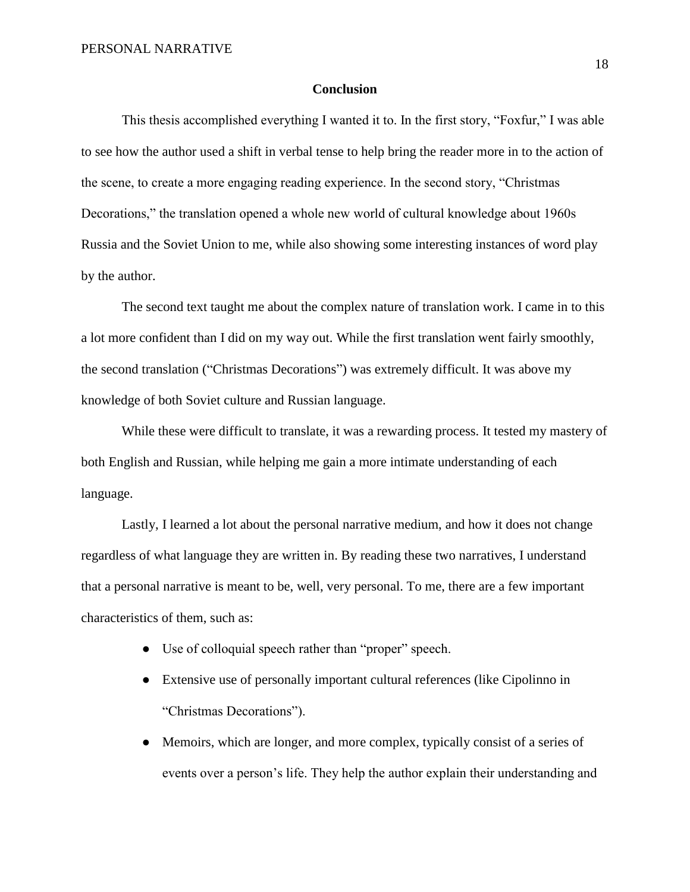## Conclusion

This thesis accomplished everything I wanted it to. In the first story, “Foxfur,” I was able to see how the author used a shift in verbal tense to help bring the reader more in to the action of the scene, to create a more engaging reading experience. In the second story, “Christmas Decorations,” the translation opened a whole new world of cultural knowledge about 1960s Russia and the Soviet Union to me, while also showing some interesting instances of word play by the author.

The second text taught me about the complex nature of translation work. I came in to this a lot more confident than I did on my way out. While the first translation went fairly smoothly, the second translation (“Christmas Decorations”) was extremely difficult. It was above my knowledge of both Soviet culture and Russian language.

While these were difficult to translate, it was a rewarding process. It tested my mastery of both English and Russian, while helping me gain a more intimate understanding of each language.

Lastly, I learned a lot about the personal narrative medium, and how it does not change regardless of what language they are written in. By reading these two narratives, I understand that a personal narrative is meant to be, well, very personal. To me, there are a few important characteristics of them, such as:

- Use of colloquial speech rather than “proper” speech.
- Extensive use of personally important cultural references (like Cipolinno in “Christmas Decorations”).
- Memoirs, which are longer, and more complex, typically consist of a series of events over a person’s life. They help the author explain their understanding and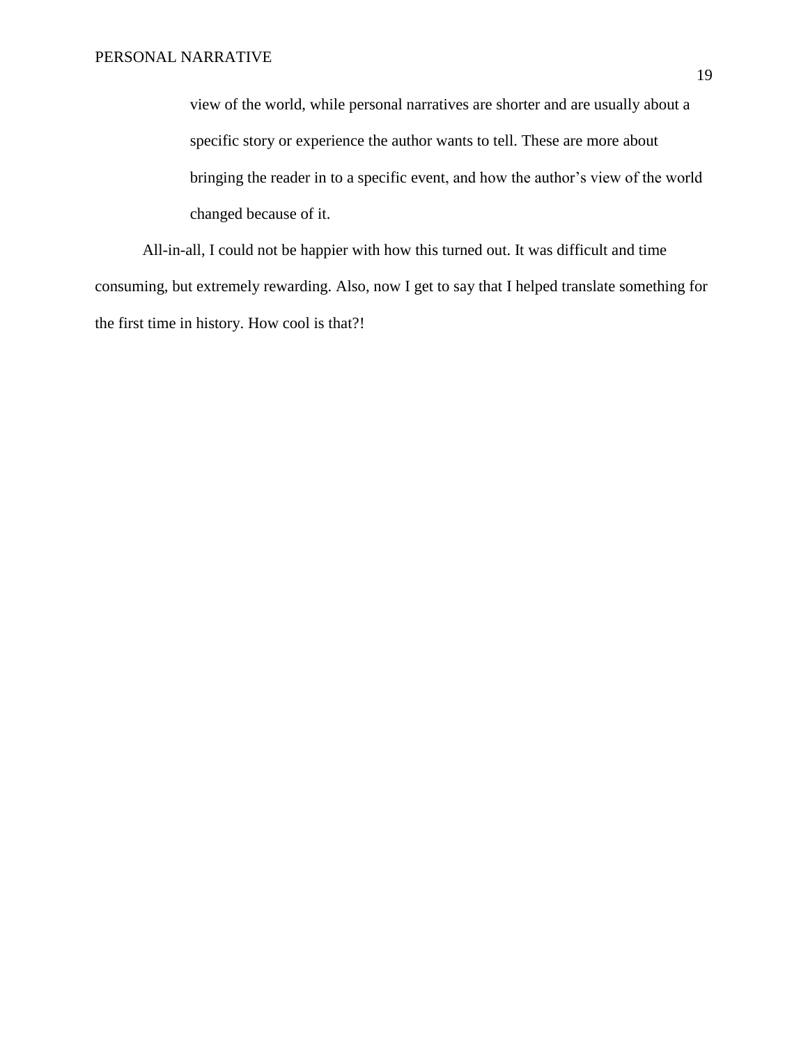> view of the world, while personal narratives are shorter and are usually about a specific story or experience the author wants to tell. These are more about bringing the reader in to a specific event, and how the author's view of the world changed because of it.

All-in-all, I could not be happier with how this turned out. It was difficult and time consuming, but extremely rewarding. Also, now I get to say that I helped translate something for the first time in history. How cool is that?!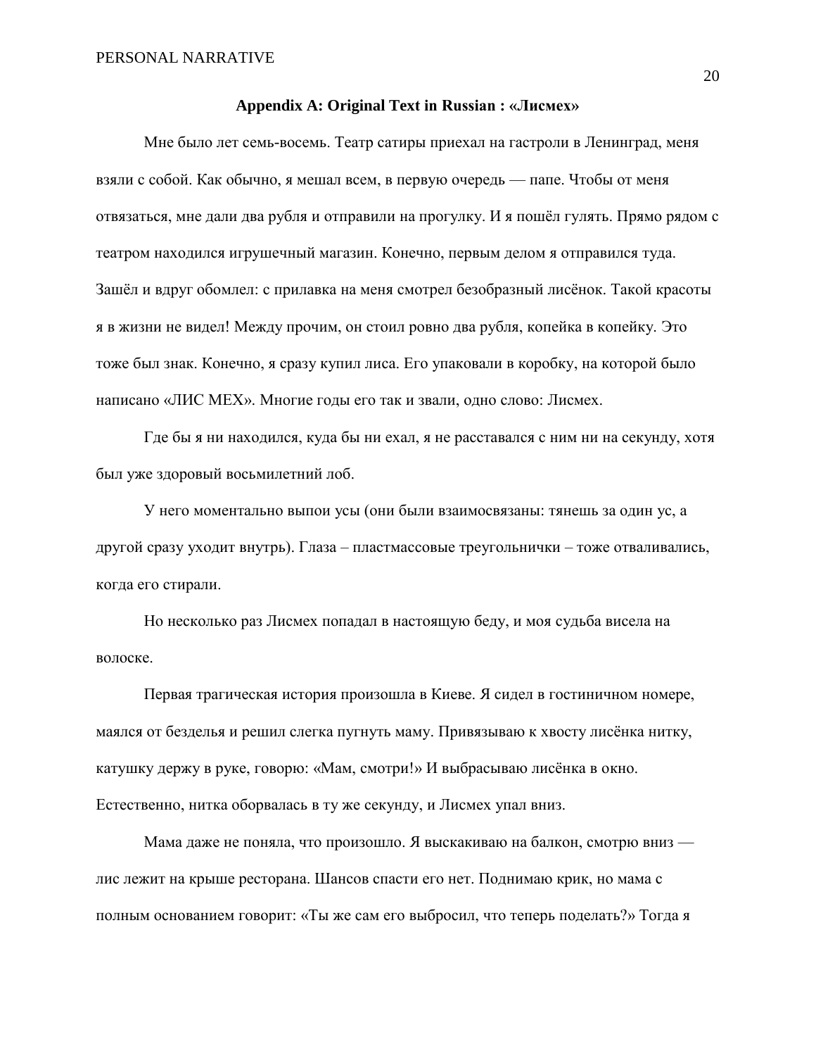## Appendix A: Original Text in Russian : «Лисмех»

Мне было лет семь-восемь. Театр сатиры приехал на гастроли в Ленинград, меня взяли с собой. Как обычно, я мешал всем, в первую очередь — папе. Чтобы от меня отвязаться, мне дали два рубля и отправили на прогулку. И я пошёл гулять. Прямо рядом с театром находился игрушечный магазин. Конечно, первым делом я отправился туда. Зашёл и вдруг обомлел: с прилавка на меня смотрел безобразный лисёнок. Такой красоты я в жизни не видел! Между прочим, он стоил ровно два рубля, копейка в копейку. Это тоже был знак. Конечно, я сразу купил лиса. Его упаковали в коробку, на которой было написано «ЛИС МЕХ». Многие годы его так и звали, одно слово: Лисмех.

Где бы я ни находился, куда бы ни ехал, я не расставался с ним ни на секунду, хотя был уже здоровый восьмилетний лоб.

У него моментально выпои усы (они были взаимосвязаны: тянешь за один ус, а другой сразу уходит внутрь). Глаза – пластмассовые треугольнички – тоже отваливались, когда его стирали.

Но несколько раз Лисмех попадал в настоящую беду, и моя судьба висела на волоске.

Первая трагическая история произошла в Киеве. Я сидел в гостиничном номере, маялся от безделья и решил слегка пугнуть маму. Привязываю к хвосту лисёнка нитку, катушку держу в руке, говорю: «Мам, смотри!» И выбрасываю лисёнка в окно. Естественно, нитка оборвалась в ту же секунду, и Лисмех упал вниз.

Мама даже не поняла, что произошло. Я выскакиваю на балкон, смотрю вниз — лис лежит на крыше ресторана. Шансов спасти его нет. Поднимаю крик, но мама с полным основанием говорит: «Ты же сам его выбросил, что теперь поделать?» Тогда я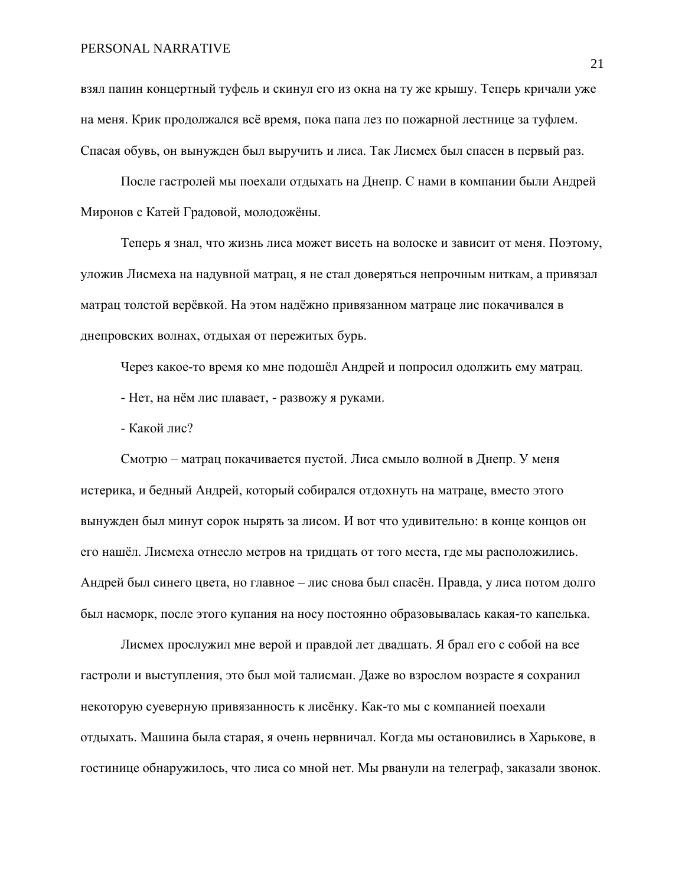взял папин концертный туфель и скинул его из окна на ту же крышу. Теперь кричали уже на меня. Крик продолжался всё время, пока папа лез по пожарной лестнице за туфлем. Спасая обувь, он вынужден был выручить и лиса. Так Лисмех был спасен в первый раз.

После гастролей мы поехали отдыхать на Днепр. С нами в компании были Андрей Миронов с Катей Градовой, молодожёны.

Теперь я знал, что жизнь лиса может висеть на волоске и зависит от меня. Поэтому, уложив Лисмеха на надувной матрац, я не стал доверяться непрочным ниткам, а привязал матрац толстой верёвкой. На этом надёжно привязанном матраце лис покачивался в днепровских волнах, отдыхая от пережитых бурь.

Через какое-то время ко мне подошёл Андрей и попросил одолжить ему матрац.

- Нет, на нём лис плавает, - развожу я руками.

- Какой лис?

Смотрю – матрац покачивается пустой. Лиса смыло волной в Днепр. У меня истерика, и бедный Андрей, который собирался отдохнуть на матраце, вместо этого вынужден был минут сорок нырять за лисом. И вот что удивительно: в конце концов он его нашёл. Лисмеха отнесло метров на тридцать от того места, где мы расположились. Андрей был синего цвета, но главное – лис снова был спасён. Правда, у лиса потом долго был насморк, после этого купания на носу постоянно образовывалась какая-то капелька.

Лисмех прослужил мне верой и правдой лет двадцать. Я брал его с собой на все гастроли и выступления, это был мой талисман. Даже во взрослом возрасте я сохранил некоторую суеверную привязанность к лисёнку. Как-то мы с компанией поехали отдыхать. Машина была старая, я очень нервничал. Когда мы остановились в Харькове, в гостинице обнаружилось, что лиса со мной нет. Мы рванули на телеграф, заказали звонок.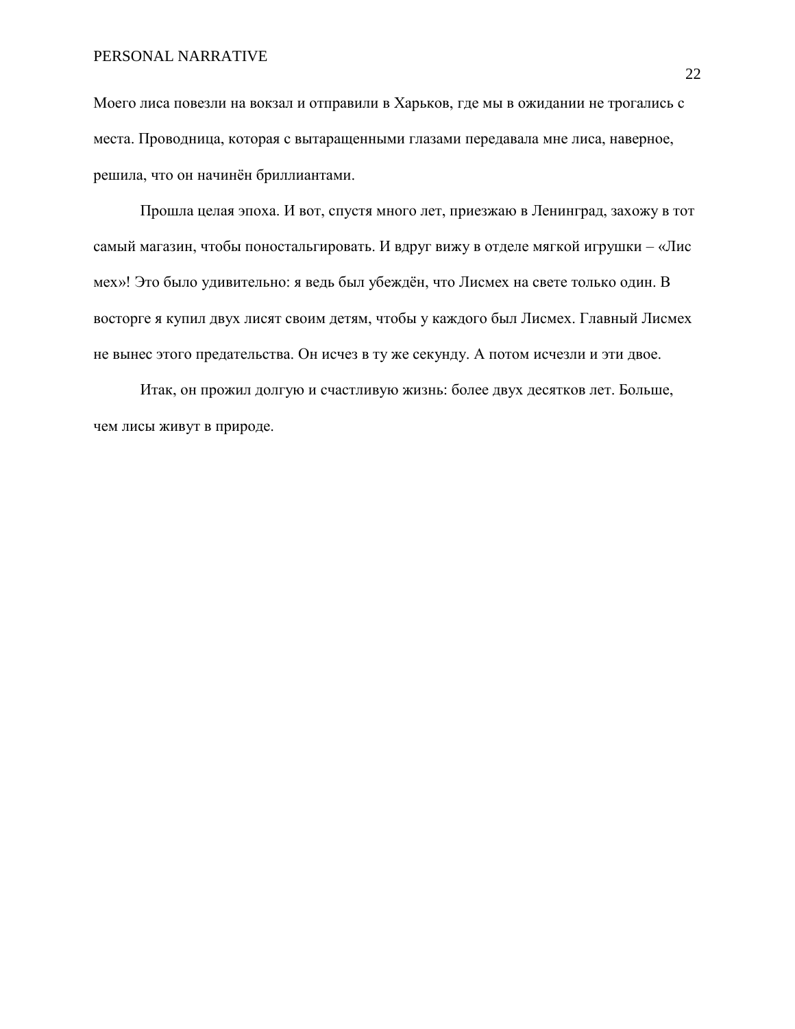Моего лиса повезли на вокзал и отправили в Харьков, где мы в ожидании не трогались с места. Проводница, которая с вытаращенными глазами передавала мне лиса, наверное, решила, что он начинён бриллиантами.

Прошла целая эпоха. И вот, спустя много лет, приезжаю в Ленинград, захожу в тот самый магазин, чтобы поностальгировать. И вдруг вижу в отделе мягкой игрушки – «Лис мех»! Это было удивительно: я ведь был убеждён, что Лисмех на свете только один. В восторге я купил двух лисят своим детям, чтобы у каждого был Лисмех. Главный Лисмех не вынес этого предательства. Он исчез в ту же секунду. А потом исчезли и эти двое.

Итак, он прожил долгую и счастливую жизнь: более двух десятков лет. Больше, чем лисы живут в природе.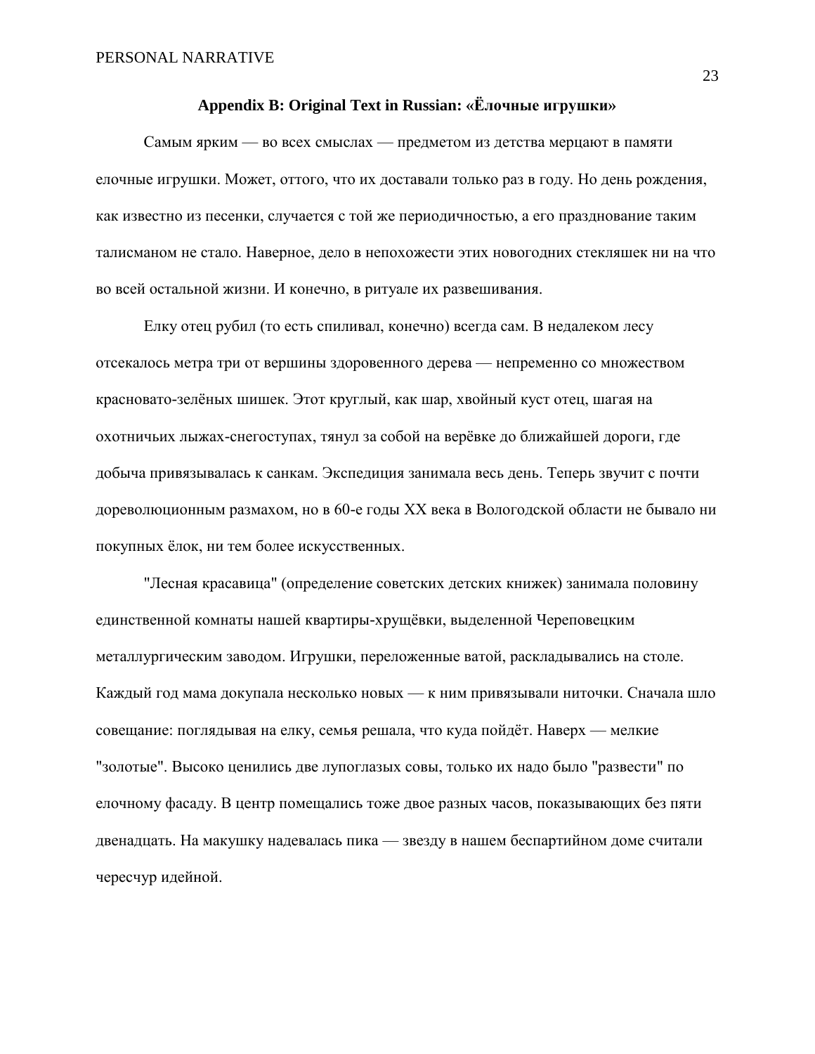## Appendix B: Original Text in Russian: «Ёлочные игрушки»

Самым ярким — во всех смыслах — предметом из детства мерцают в памяти елочные игрушки. Может, оттого, что их доставали только раз в году. Но день рождения, как известно из песенки, случается с той же периодичностью, а его празднование таким талисманом не стало. Наверное, дело в непохожести этих новогодних стекляшек ни на что во всей остальной жизни. И конечно, в ритуале их развешивания.

Елку отец рубил (то есть спиливал, конечно) всегда сам. В недалеком лесу отсекалось метра три от вершины здоровенного дерева — непременно со множеством красновато-зелёных шишек. Этот круглый, как шар, хвойный куст отец, шагая на охотничьих лыжах-снегоступах, тянул за собой на верёвке до ближайшей дороги, где добыча привязывалась к санкам. Экспедиция занимала весь день. Теперь звучит с почти дореволюционным размахом, но в 60-е годы XX века в Вологодской области не бывало ни покупных ёлок, ни тем более искусственных.

"Лесная красавица" (определение советских детских книжек) занимала половину единственной комнаты нашей квартиры-хрущёвки, выделенной Череповецким металлургическим заводом. Игрушки, переложенные ватой, раскладывались на столе. Каждый год мама докупала несколько новых — к ним привязывали ниточки. Сначала шло совещание: поглядывая на елку, семья решала, что куда пойдёт. Наверх — мелкие "золотые". Высоко ценились две лупоглазых совы, только их надо было "развести" по елочному фасаду. В центр помещались тоже двое разных часов, показывающих без пяти двенадцать. На макушку надевалась пика — звезду в нашем беспартийном доме считали чересчур идейной.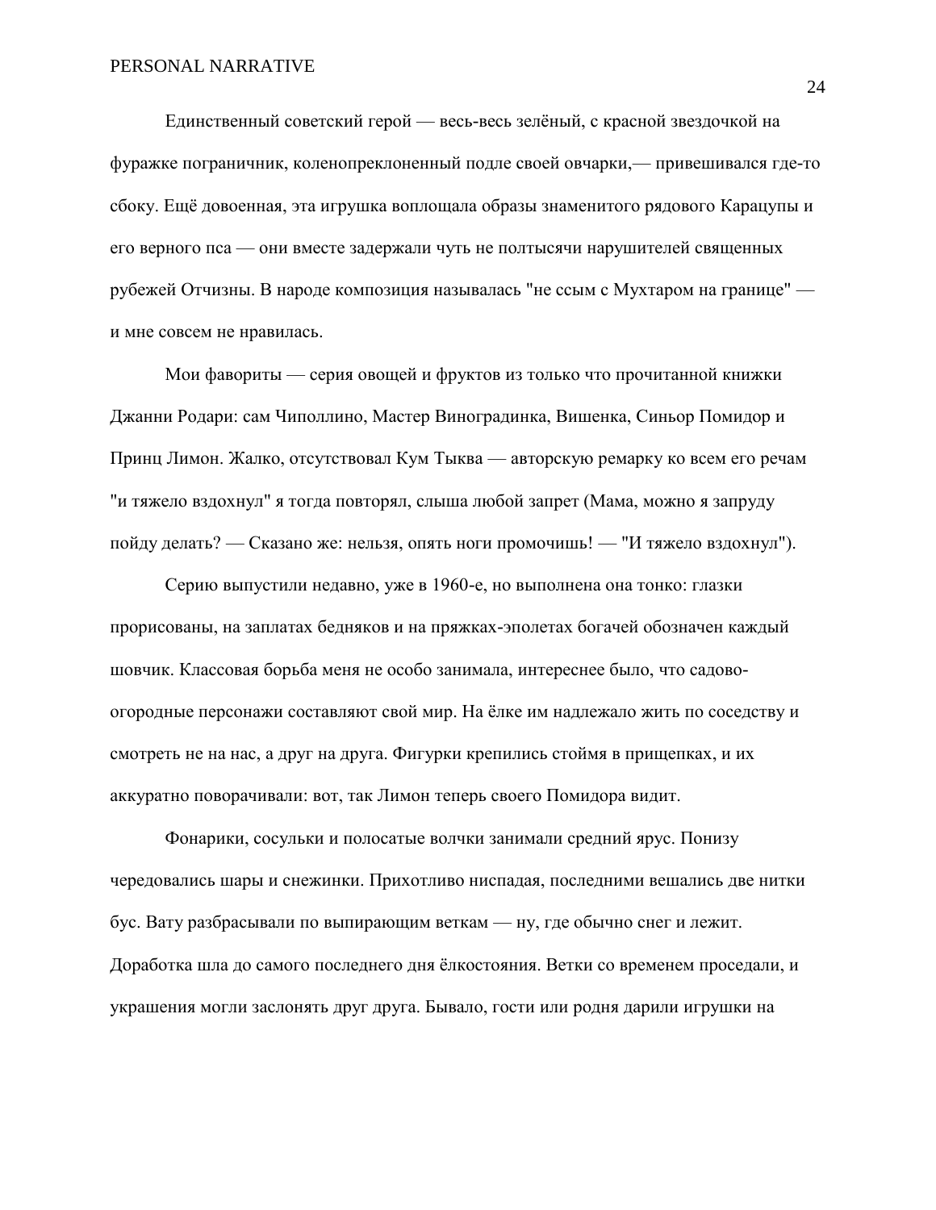Единственный советский герой — весь-весь зелёный, с красной звездочкой на фуражке пограничник, коленопреклоненный подле своей овчарки,— привешивался где-то сбоку. Ещё довоенная, эта игрушка воплощала образы знаменитого рядового Карацупы и его верного пса — они вместе задержали чуть не полтысячи нарушителей священных рубежей Отчизны. В народе композиция называлась "не ссым с Мухтаром на границе" — и мне совсем не нравилась.

Мои фавориты — серия овощей и фруктов из только что прочитанной книжки Джанни Родари: сам Чиполлино, Мастер Виноградинка, Вишенка, Синьор Помидор и Принц Лимон. Жалко, отсутствовал Кум Тыква — авторскую ремарку ко всем его речам "и тяжело вздохнул" я тогда повторял, слыша любой запрет (Мама, можно я запруду пойду делать? — Сказано же: нельзя, опять ноги промочишь! — "И тяжело вздохнул").

Серию выпустили недавно, уже в 1960-е, но выполнена она тонко: глазки прорисованы, на заплатах бедняков и на пряжках-эполетах богачей обозначен каждый шовчик. Классовая борьба меня не особо занимала, интереснее было, что садово-огородные персонажи составляют свой мир. На ёлке им надлежало жить по соседству и смотреть не на нас, а друг на друга. Фигурки крепились стоймя в прищепках, и их аккуратно поворачивали: вот, так Лимон теперь своего Помидора видит.

Фонарики, сосульки и полосатые волчки занимали средний ярус. Понизу чередовались шары и снежинки. Прихотливо ниспадая, последними вешались две нитки бус. Вату разбрасывали по выпирающим веткам — ну, где обычно снег и лежит. Доработка шла до самого последнего дня ёлкостояния. Ветки со временем проседали, и украшения могли заслонять друг друга. Бывало, гости или родня дарили игрушки на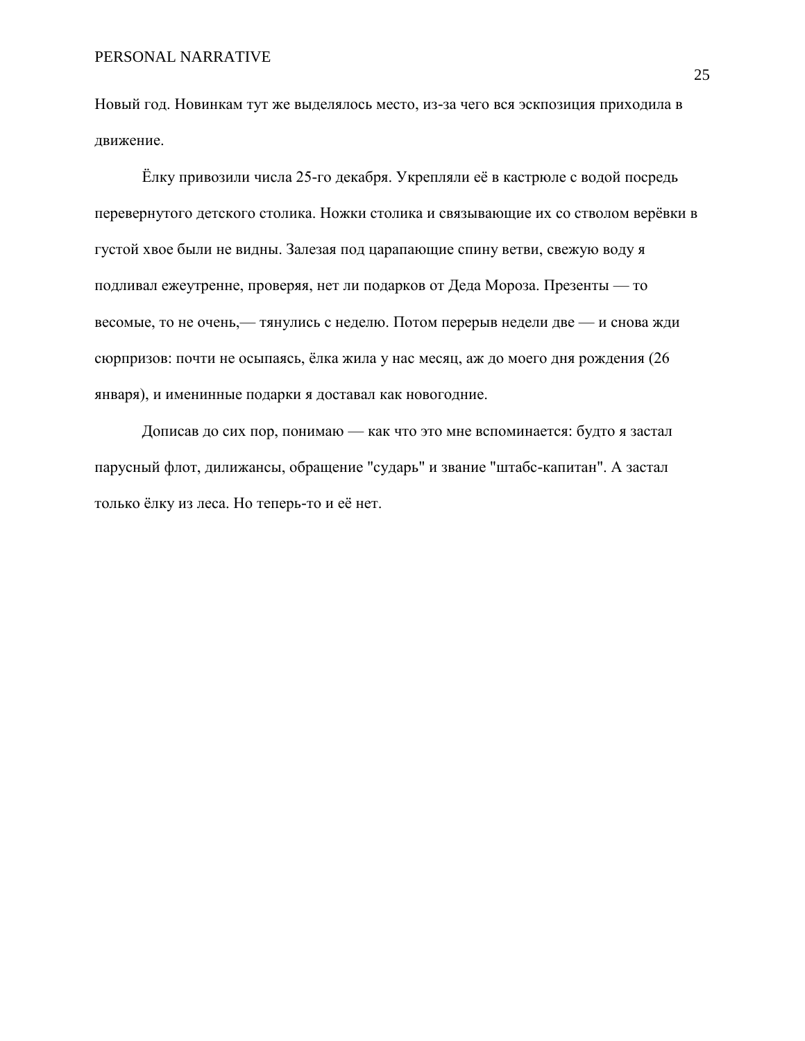Новый год. Новинкам тут же выделялось место, из-за чего вся эскпозиция приходила в движение.

Ёлку привозили числа 25-го декабря. Укрепляли её в кастрюле с водой посредь перевернутого детского столика. Ножки столика и связывающие их со стволом верёвки в густой хвое были не видны. Залезая под царапающие спину ветви, свежую воду я подливал ежеутренне, проверяя, нет ли подарков от Деда Мороза. Презенты — то весомые, то не очень,— тянулись с неделю. Потом перерыв недели две — и снова жди сюрпризов: почти не осыпаясь, ёлка жила у нас месяц, аж до моего дня рождения (26 января), и именинные подарки я доставал как новогодние.

Дописав до сих пор, понимаю — как что это мне вспоминается: будто я застал парусный флот, дилижансы, обращение "сударь" и звание "штабс-капитан". А застал только ёлку из леса. Но теперь-то и её нет.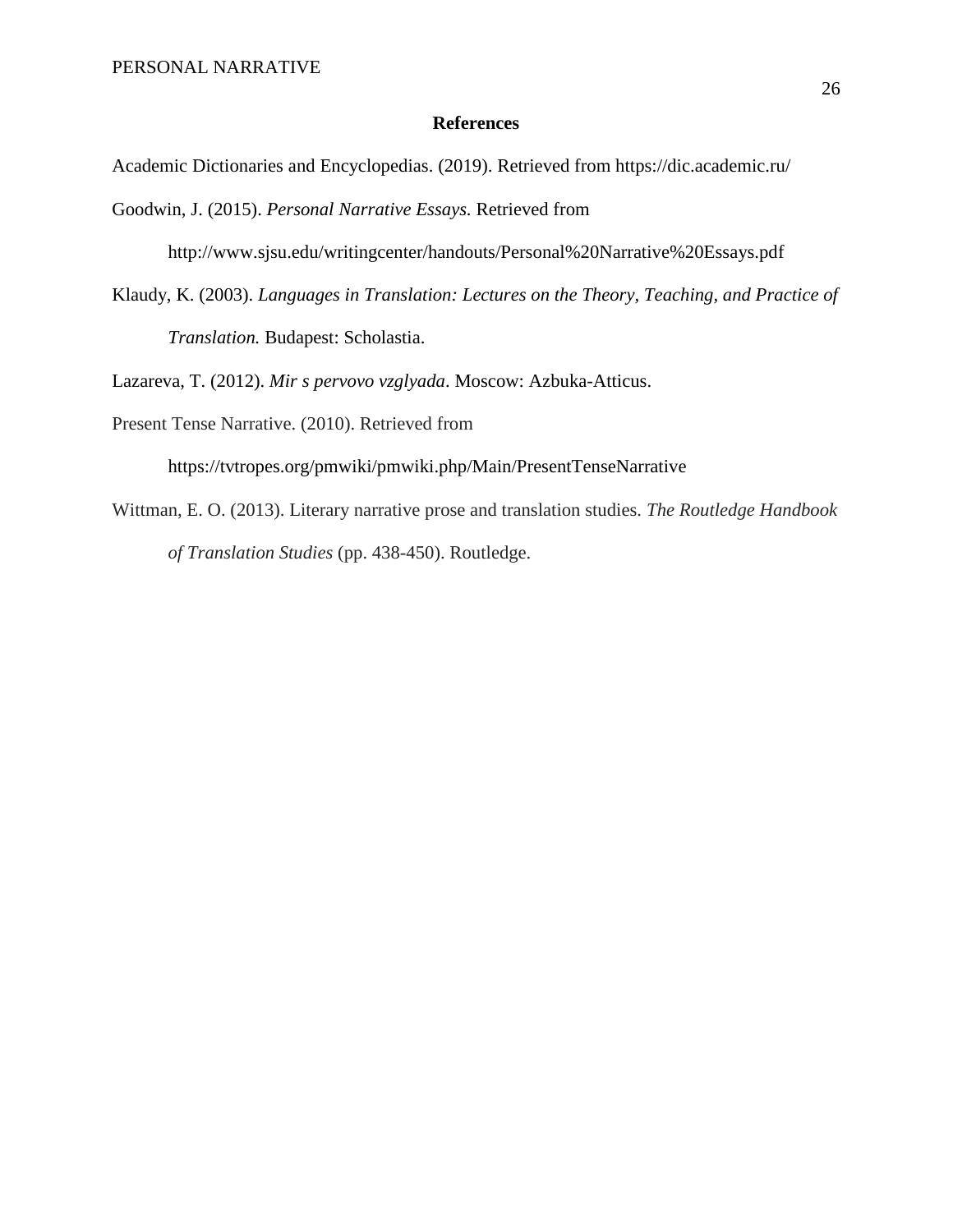# References

Academic Dictionaries and Encyclopedias. (2019). Retrieved from https://dic.academic.ru/

Goodwin, J. (2015). *Personal Narrative Essays.* Retrieved from http://www.sjsu.edu/writingcenter/handouts/Personal%20Narrative%20Essays.pdf

Klaudy, K. (2003). *Languages in Translation: Lectures on the Theory, Teaching, and Practice of Translation.* Budapest: Scholastia.

Lazareva, T. (2012). *Mir s pervovo vzglyada*. Moscow: Azbuka-Atticus.

Present Tense Narrative. (2010). Retrieved from https://tvtropes.org/pmwiki/pmwiki.php/Main/PresentTenseNarrative

Wittman, E. O. (2013). Literary narrative prose and translation studies. *The Routledge Handbook of Translation Studies* (pp. 438-450). Routledge.